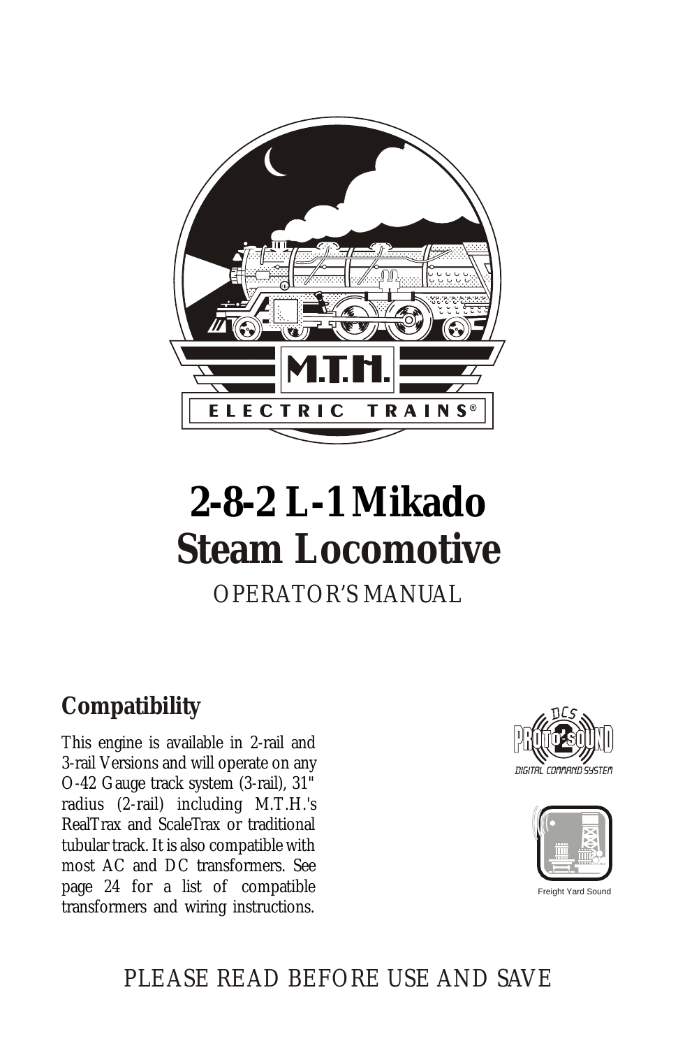M.T.H.

ELECTRIC TRAINS®

# 2-8-2 L-1 Mikado Steam Locomotive

OPERATOR'S MANUAL

## Compatibility

This engine is available in 2-rail and 3-rail Versions and will operate on any O-42 Gauge track system (3-rail), 31" radius (2-rail) including M.T.H.'s RealTrax and ScaleTrax or traditional tubular track. It is also compatible with most AC and DC transformers. See page 24 for a list of compatible transformers and wiring instructions.

DCS PROTO-SOUND 2 DIGITAL COMMAND SYSTEM

Freight Yard Sound

PLEASE READ BEFORE USE AND SAVE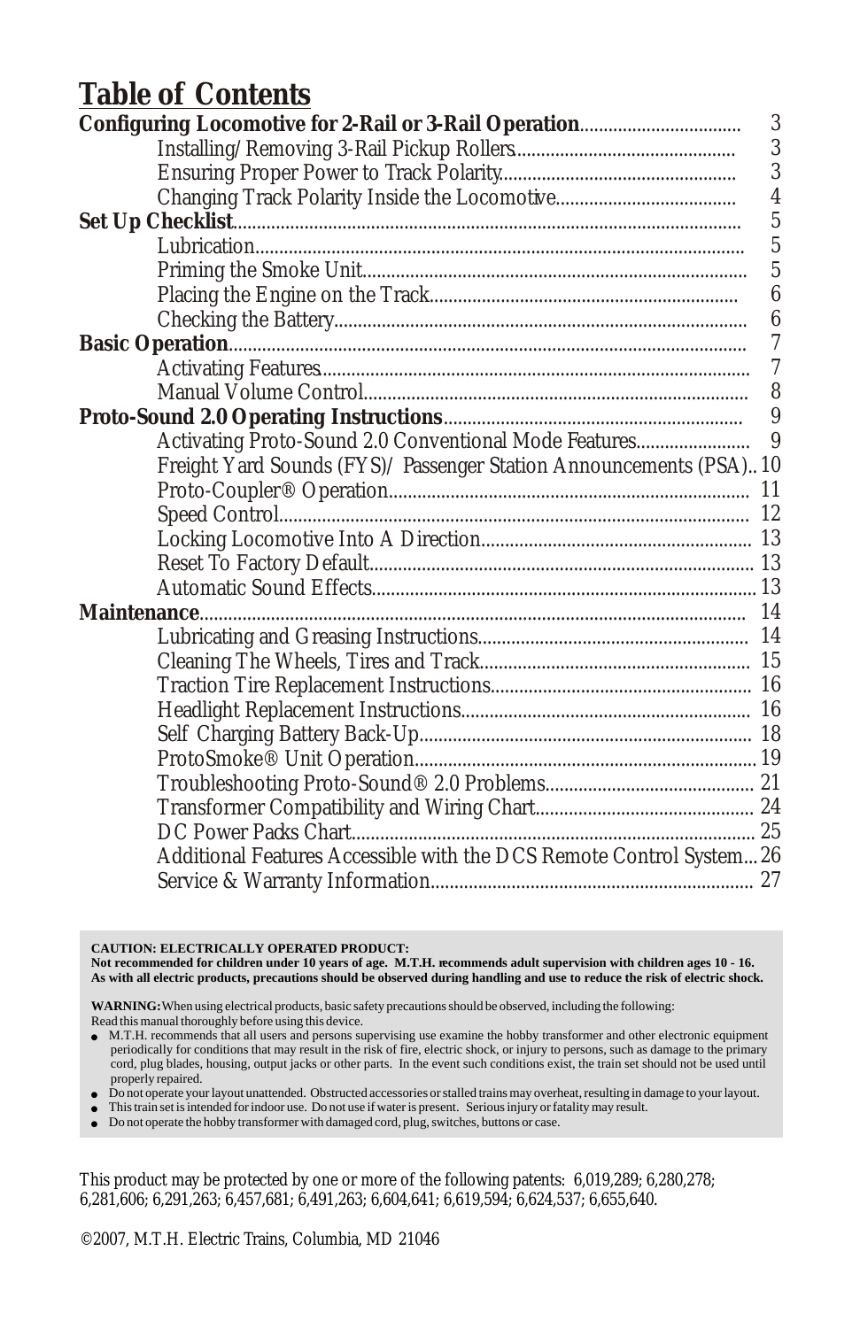# Table of Contents

| | |
|---|---|
| **Configuring Locomotive for 2-Rail or 3-Rail Operation** | 3 |
| Installing/Removing 3-Rail Pickup Rollers | 3 |
| Ensuring Proper Power to Track Polarity | 3 |
| Changing Track Polarity Inside the Locomotive | 4 |
| **Set Up Checklist** | 5 |
| Lubrication | 5 |
| Priming the Smoke Unit | 5 |
| Placing the Engine on the Track | 6 |
| Checking the Battery | 6 |
| **Basic Operation** | 7 |
| Activating Features | 7 |
| Manual Volume Control | 8 |
| **Proto-Sound 2.0 Operating Instructions** | 9 |
| Activating Proto-Sound 2.0 Conventional Mode Features | 9 |
| Freight Yard Sounds (FYS)/ Passenger Station Announcements (PSA) | 10 |
| Proto-Coupler® Operation | 11 |
| Speed Control | 12 |
| Locking Locomotive Into A Direction | 13 |
| Reset To Factory Default | 13 |
| Automatic Sound Effects | 13 |
| **Maintenance** | 14 |
| Lubricating and Greasing Instructions | 14 |
| Cleaning The Wheels, Tires and Track | 15 |
| Traction Tire Replacement Instructions | 16 |
| Headlight Replacement Instructions | 16 |
| Self Charging Battery Back-Up | 18 |
| ProtoSmoke® Unit Operation | 19 |
| Troubleshooting Proto-Sound® 2.0 Problems | 21 |
| Transformer Compatibility and Wiring Chart | 24 |
| DC Power Packs Chart | 25 |
| Additional Features Accessible with the DCS Remote Control System | 26 |
| Service & Warranty Information | 27 |

**CAUTION: ELECTRICALLY OPERATED PRODUCT:**
**Not recommended for children under 10 years of age. M.T.H. recommends adult supervision with children ages 10 - 16. As with all electric products, precautions should be observed during handling and use to reduce the risk of electric shock.**

**WARNING:** When using electrical products, basic safety precautions should be observed, including the following:
Read this manual thoroughly before using this device.

- M.T.H. recommends that all users and persons supervising use examine the hobby transformer and other electronic equipment periodically for conditions that may result in the risk of fire, electric shock, or injury to persons, such as damage to the primary cord, plug blades, housing, output jacks or other parts. In the event such conditions exist, the train set should not be used until properly repaired.
- Do not operate your layout unattended. Obstructed accessories or stalled trains may overheat, resulting in damage to your layout.
- This train set is intended for indoor use. Do not use if water is present. Serious injury or fatality may result.
- Do not operate the hobby transformer with damaged cord, plug, switches, buttons or case.

This product may be protected by one or more of the following patents: 6,019,289; 6,280,278; 6,281,606; 6,291,263; 6,457,681; 6,491,263; 6,604,641; 6,619,594; 6,624,537; 6,655,640.

©2007, M.T.H. Electric Trains, Columbia, MD 21046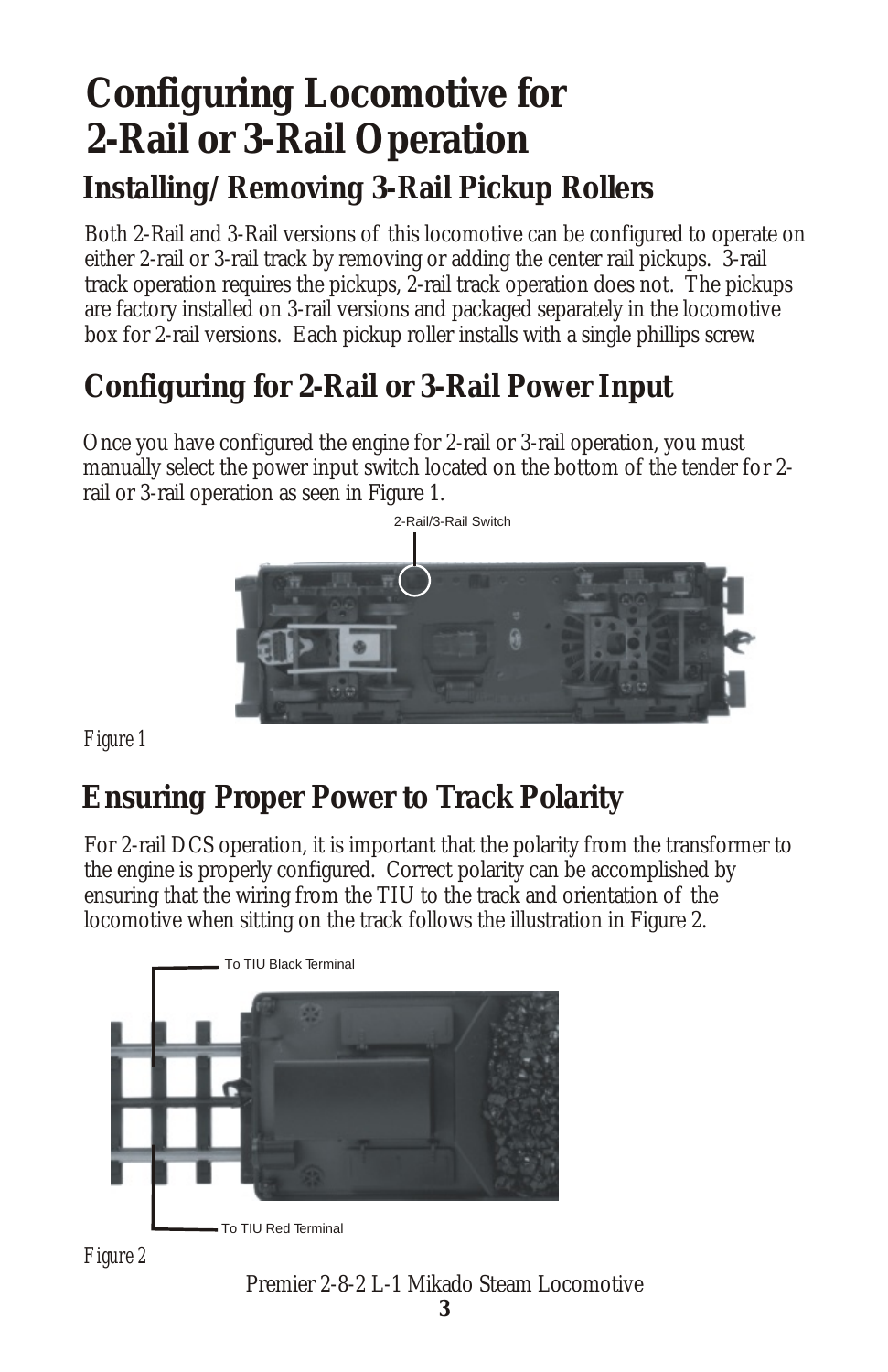# Configuring Locomotive for 2-Rail or 3-Rail Operation

## Installing/Removing 3-Rail Pickup Rollers

Both 2-Rail and 3-Rail versions of this locomotive can be configured to operate on either 2-rail or 3-rail track by removing or adding the center rail pickups. 3-rail track operation requires the pickups, 2-rail track operation does not. The pickups are factory installed on 3-rail versions and packaged separately in the locomotive box for 2-rail versions. Each pickup roller installs with a single phillips screw.

## Configuring for 2-Rail or 3-Rail Power Input

Once you have configured the engine for 2-rail or 3-rail operation, you must manually select the power input switch located on the bottom of the tender for 2-rail or 3-rail operation as seen in Figure 1.

2-Rail/3-Rail Switch

*Figure 1*

## Ensuring Proper Power to Track Polarity

For 2-rail DCS operation, it is important that the polarity from the transformer to the engine is properly configured. Correct polarity can be accomplished by ensuring that the wiring from the TIU to the track and orientation of the locomotive when sitting on the track follows the illustration in Figure 2.

To TIU Black Terminal

To TIU Red Terminal

*Figure 2*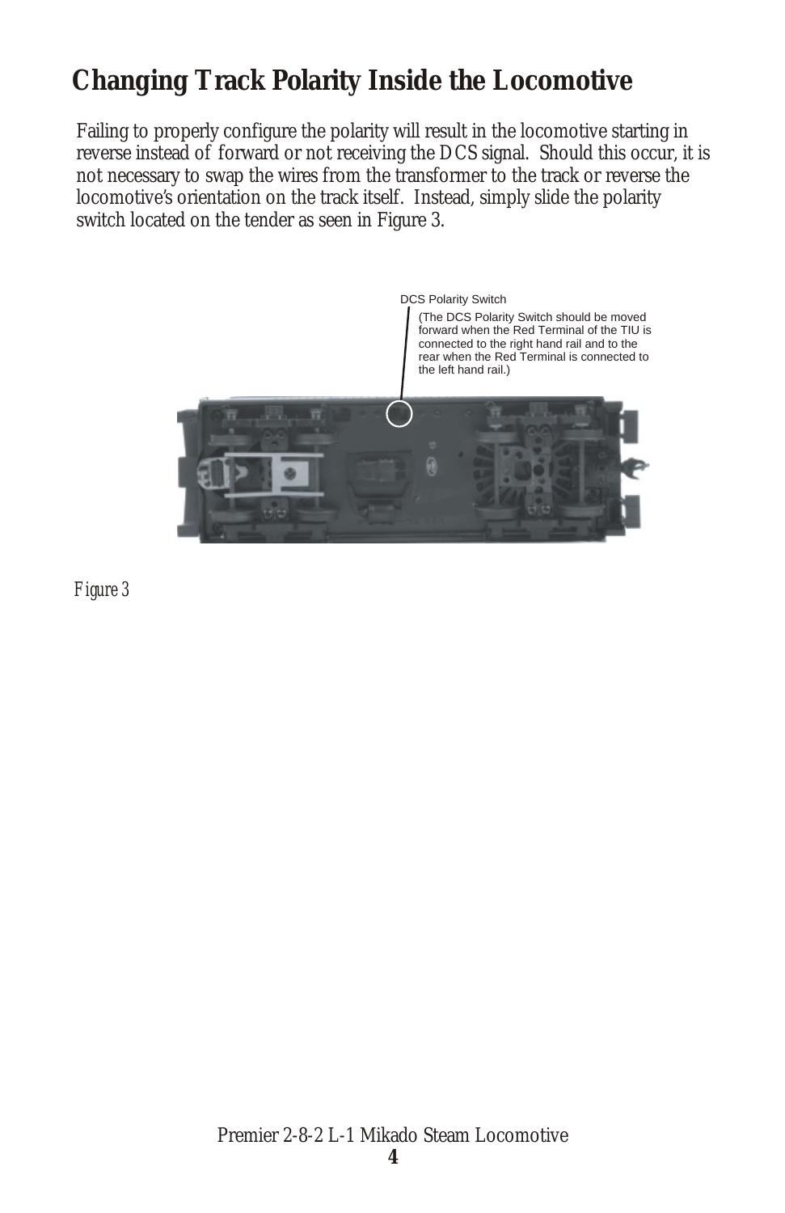## Changing Track Polarity Inside the Locomotive

Failing to properly configure the polarity will result in the locomotive starting in reverse instead of forward or not receiving the DCS signal. Should this occur, it is not necessary to swap the wires from the transformer to the track or reverse the locomotive's orientation on the track itself. Instead, simply slide the polarity switch located on the tender as seen in Figure 3.

DCS Polarity Switch

(The DCS Polarity Switch should be moved forward when the Red Terminal of the TIU is connected to the right hand rail and to the rear when the Red Terminal is connected to the left hand rail.)

*Figure 3*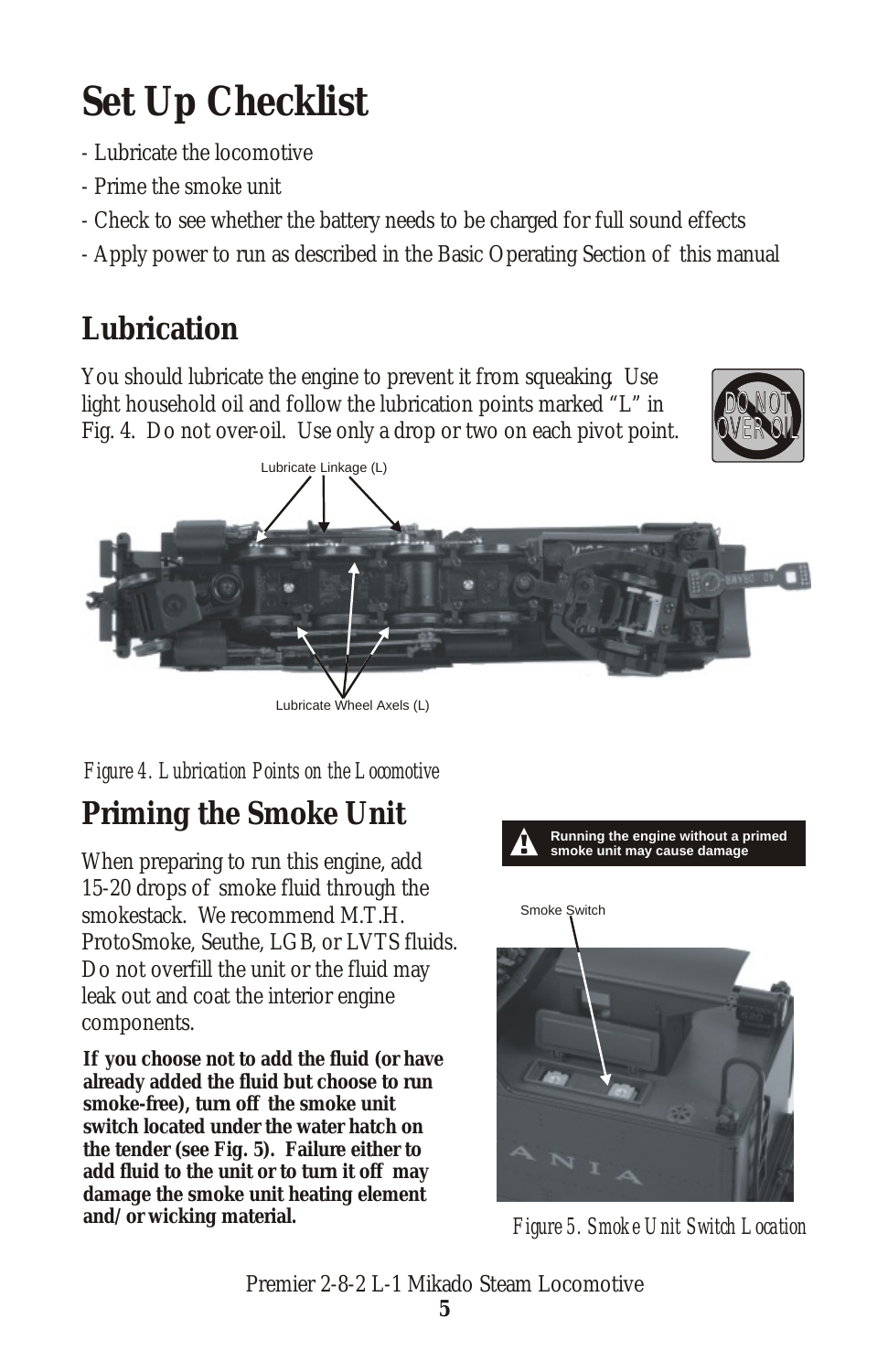# Set Up Checklist

- Lubricate the locomotive
- Prime the smoke unit
- Check to see whether the battery needs to be charged for full sound effects
- Apply power to run as described in the Basic Operating Section of this manual

## Lubrication

You should lubricate the engine to prevent it from squeaking. Use light household oil and follow the lubrication points marked "L" in Fig. 4. Do not over-oil. Use only a drop or two on each pivot point.

DO NOT OVER OIL

Lubricate Linkage (L)

Lubricate Wheel Axels (L)

*Figure 4. Lubrication Points on the Locomotive*

## Priming the Smoke Unit

When preparing to run this engine, add 15-20 drops of smoke fluid through the smokestack. We recommend M.T.H. ProtoSmoke, Seuthe, LGB, or LVTS fluids. Do not overfill the unit or the fluid may leak out and coat the interior engine components.

**If you choose not to add the fluid (or have already added the fluid but choose to run smoke-free), turn off the smoke unit switch located under the water hatch on the tender (see Fig. 5). Failure either to add fluid to the unit or to turn it off may damage the smoke unit heating element and/or wicking material.**

**Running the engine without a primed smoke unit may cause damage**

Smoke Switch

*Figure 5. Smoke Unit Switch Location*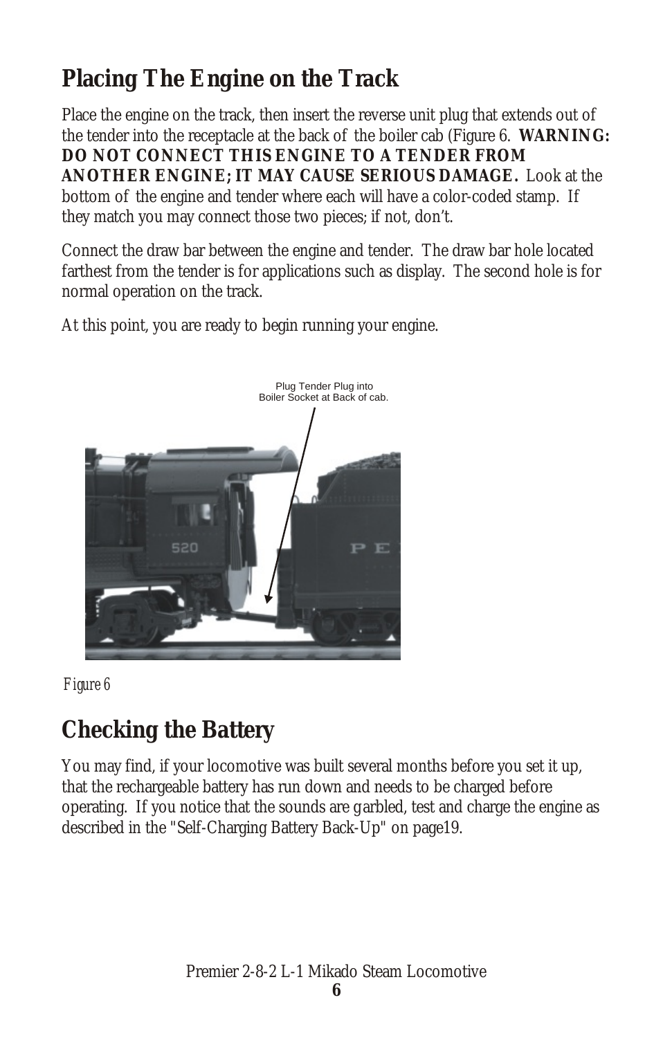## Placing The Engine on the Track

Place the engine on the track, then insert the reverse unit plug that extends out of the tender into the receptacle at the back of the boiler cab (Figure 6. **WARNING: DO NOT CONNECT THIS ENGINE TO A TENDER FROM ANOTHER ENGINE; IT MAY CAUSE SERIOUS DAMAGE.** Look at the bottom of the engine and tender where each will have a color-coded stamp. If they match you may connect those two pieces; if not, don't.

Connect the draw bar between the engine and tender. The draw bar hole located farthest from the tender is for applications such as display. The second hole is for normal operation on the track.

At this point, you are ready to begin running your engine.

Plug Tender Plug into Boiler Socket at Back of cab.

*Figure 6*

## Checking the Battery

You may find, if your locomotive was built several months before you set it up, that the rechargeable battery has run down and needs to be charged before operating. If you notice that the sounds are garbled, test and charge the engine as described in the "Self-Charging Battery Back-Up" on page19.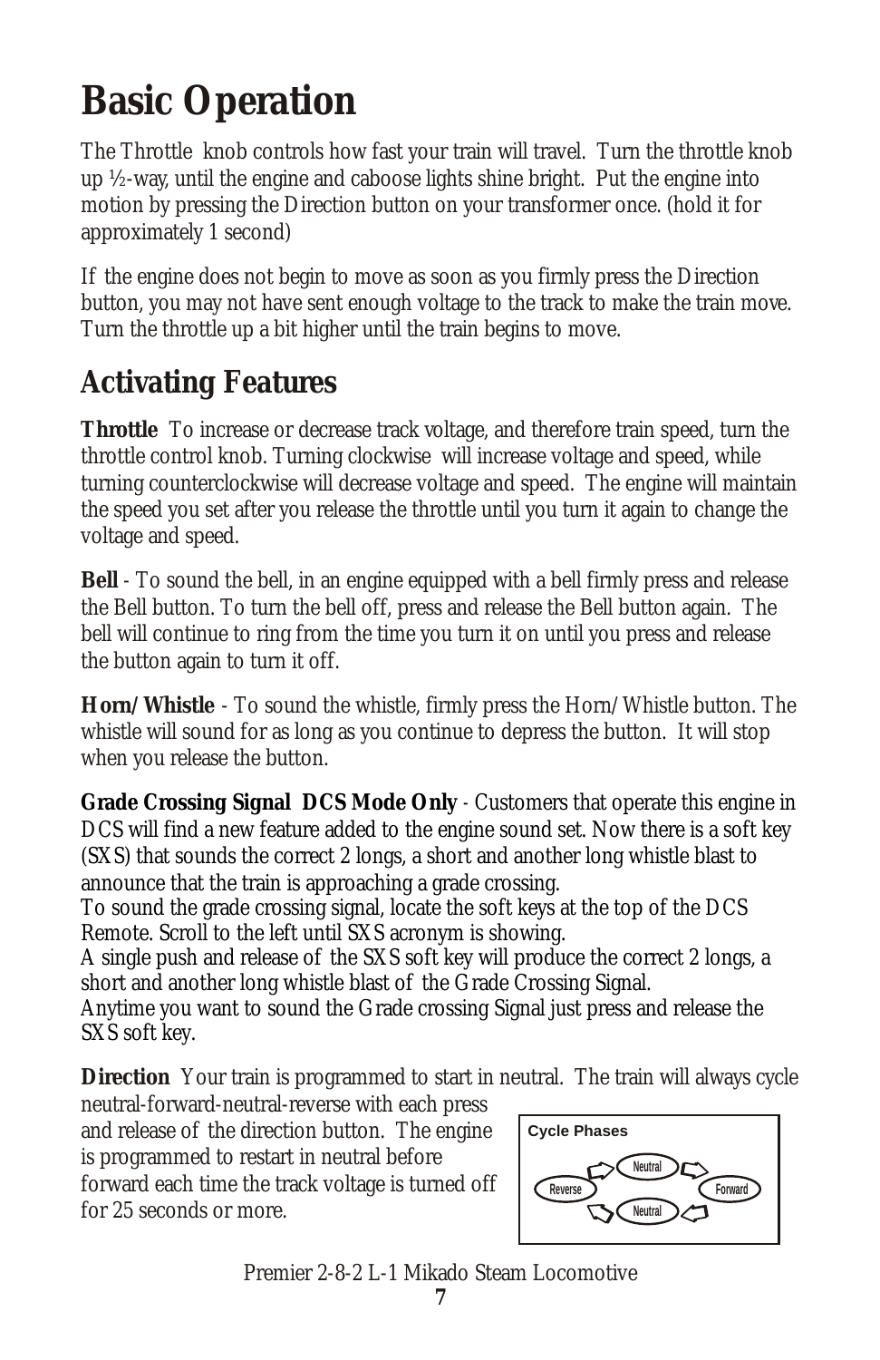# Basic Operation

The Throttle knob controls how fast your train will travel. Turn the throttle knob up ½-way, until the engine and caboose lights shine bright. Put the engine into motion by pressing the Direction button on your transformer once. (hold it for approximately 1 second)

If the engine does not begin to move as soon as you firmly press the Direction button, you may not have sent enough voltage to the track to make the train move. Turn the throttle up a bit higher until the train begins to move.

## Activating Features

**Throttle** To increase or decrease track voltage, and therefore train speed, turn the throttle control knob. Turning clockwise will increase voltage and speed, while turning counterclockwise will decrease voltage and speed. The engine will maintain the speed you set after you release the throttle until you turn it again to change the voltage and speed.

**Bell** - To sound the bell, in an engine equipped with a bell firmly press and release the Bell button. To turn the bell off, press and release the Bell button again. The bell will continue to ring from the time you turn it on until you press and release the button again to turn it off.

**Horn/Whistle** - To sound the whistle, firmly press the Horn/Whistle button. The whistle will sound for as long as you continue to depress the button. It will stop when you release the button.

**Grade Crossing Signal DCS Mode Only** - Customers that operate this engine in DCS will find a new feature added to the engine sound set. Now there is a soft key (SXS) that sounds the correct 2 longs, a short and another long whistle blast to announce that the train is approaching a grade crossing.
To sound the grade crossing signal, locate the soft keys at the top of the DCS Remote. Scroll to the left until SXS acronym is showing.
A single push and release of the SXS soft key will produce the correct 2 longs, a short and another long whistle blast of the Grade Crossing Signal.
Anytime you want to sound the Grade crossing Signal just press and release the SXS soft key.

**Direction** Your train is programmed to start in neutral. The train will always cycle neutral-forward-neutral-reverse with each press and release of the direction button. The engine is programmed to restart in neutral before forward each time the track voltage is turned off for 25 seconds or more.

Cycle Phases

Neutral → Forward → Neutral → Reverse → Neutral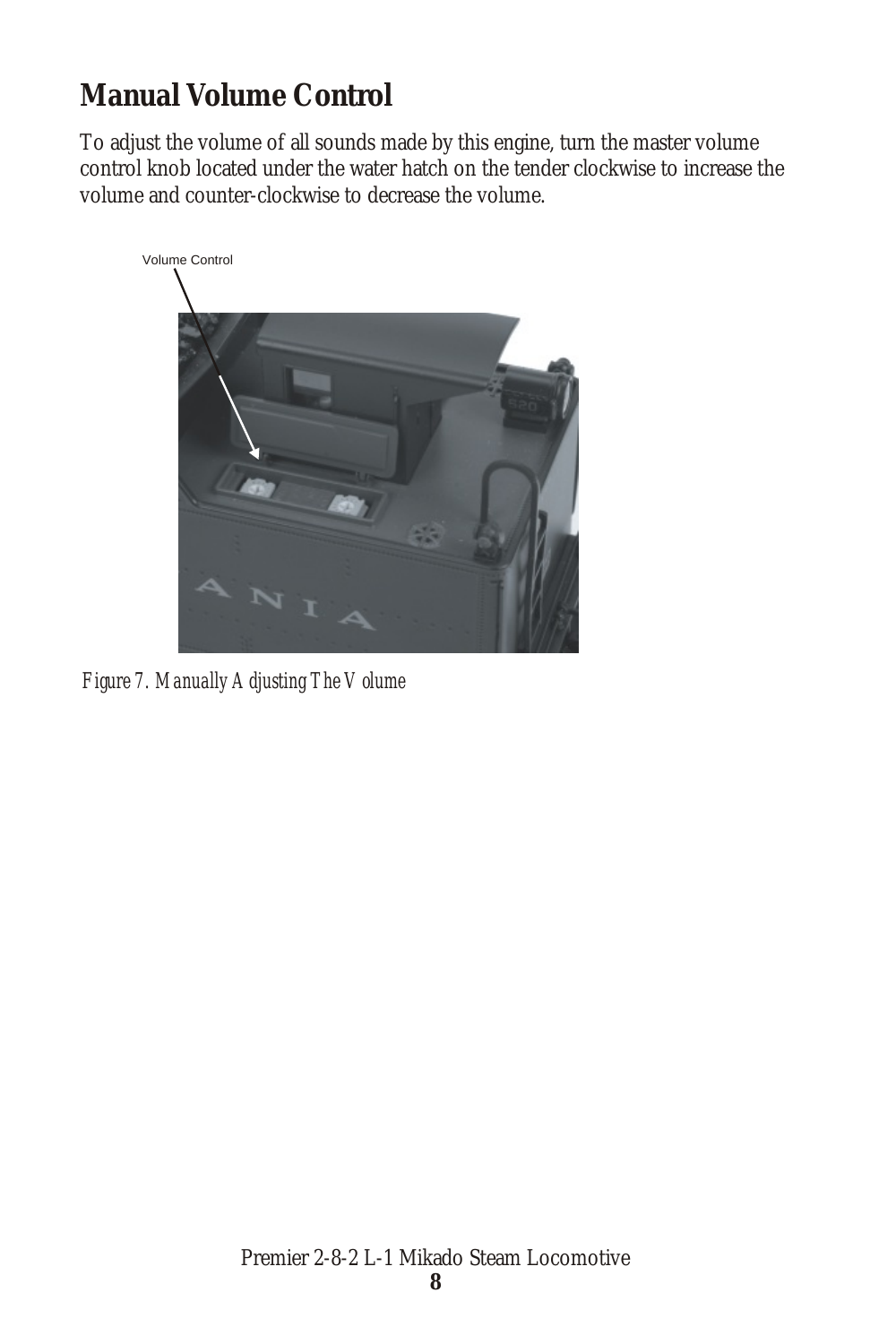## Manual Volume Control

To adjust the volume of all sounds made by this engine, turn the master volume control knob located under the water hatch on the tender clockwise to increase the volume and counter-clockwise to decrease the volume.

*Figure 7. Manually Adjusting The Volume*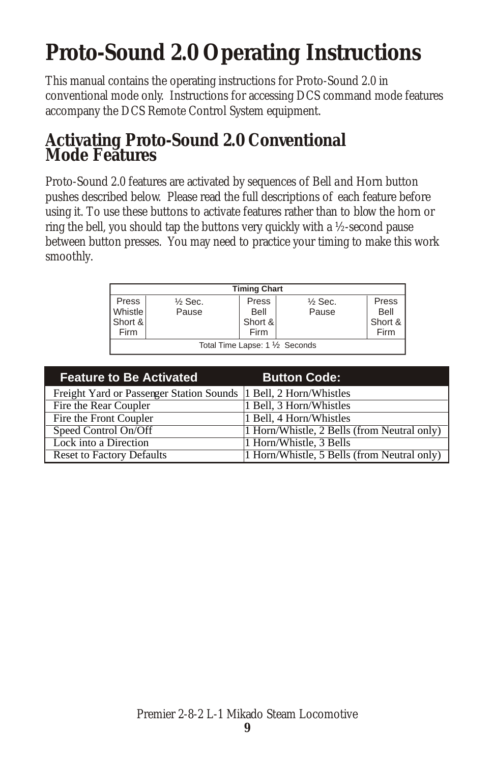# Proto-Sound 2.0 Operating Instructions

This manual contains the operating instructions for Proto-Sound 2.0 in conventional mode only. Instructions for accessing DCS command mode features accompany the DCS Remote Control System equipment.

## Activating Proto-Sound 2.0 Conventional Mode Features

Proto-Sound 2.0 features are activated by sequences of Bell and Horn button pushes described below. Please read the full descriptions of each feature before using it. To use these buttons to activate features rather than to blow the horn or ring the bell, you should tap the buttons very quickly with a ½-second pause between button presses. You may need to practice your timing to make this work smoothly.

| Timing Chart | | | | |
|---|---|---|---|---|
| Press Whistle Short & Firm | ½ Sec. Pause | Press Bell Short & Firm | ½ Sec. Pause | Press Bell Short & Firm |
| Total Time Lapse: 1 ½ Seconds | | | | |

| Feature to Be Activated | Button Code: |
|---|---|
| Freight Yard or Passenger Station Sounds | 1 Bell, 2 Horn/Whistles |
| Fire the Rear Coupler | 1 Bell, 3 Horn/Whistles |
| Fire the Front Coupler | 1 Bell, 4 Horn/Whistles |
| Speed Control On/Off | 1 Horn/Whistle, 2 Bells (from Neutral only) |
| Lock into a Direction | 1 Horn/Whistle, 3 Bells |
| Reset to Factory Defaults | 1 Horn/Whistle, 5 Bells (from Neutral only) |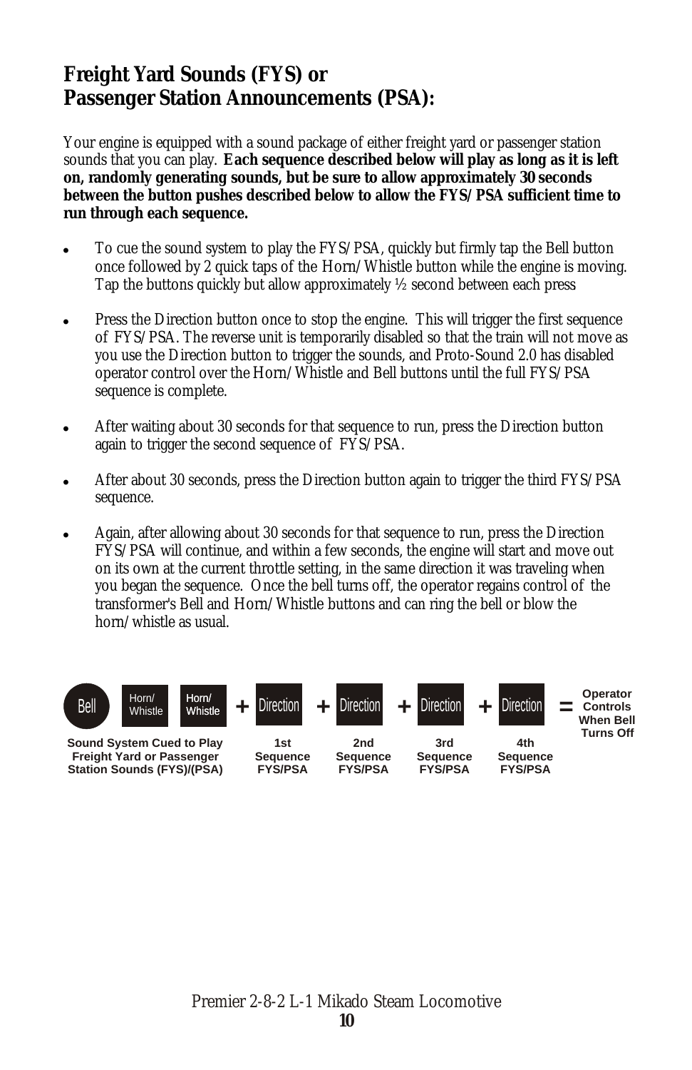## Freight Yard Sounds (FYS) or Passenger Station Announcements (PSA):

Your engine is equipped with a sound package of either freight yard or passenger station sounds that you can play. **Each sequence described below will play as long as it is left on, randomly generating sounds, but be sure to allow approximately 30 seconds between the button pushes described below to allow the FYS/PSA sufficient time to run through each sequence.**

- To cue the sound system to play the FYS/PSA, quickly but firmly tap the Bell button once followed by 2 quick taps of the Horn/Whistle button while the engine is moving. Tap the buttons quickly but allow approximately ½ second between each press
- Press the Direction button once to stop the engine. This will trigger the first sequence of FYS/PSA. The reverse unit is temporarily disabled so that the train will not move as you use the Direction button to trigger the sounds, and Proto-Sound 2.0 has disabled operator control over the Horn/Whistle and Bell buttons until the full FYS/PSA sequence is complete.
- After waiting about 30 seconds for that sequence to run, press the Direction button again to trigger the second sequence of FYS/PSA.
- After about 30 seconds, press the Direction button again to trigger the third FYS/PSA sequence.
- Again, after allowing about 30 seconds for that sequence to run, press the Direction FYS/PSA will continue, and within a few seconds, the engine will start and move out on its own at the current throttle setting, in the same direction it was traveling when you began the sequence. Once the bell turns off, the operator regains control of the transformer's Bell and Horn/Whistle buttons and can ring the bell or blow the horn/whistle as usual.

| Bell Horn/Whistle Horn/Whistle | + Direction | + Direction | + Direction | + Direction | = |
|---|---|---|---|---|---|
| Sound System Cued to Play Freight Yard or Passenger Station Sounds (FYS)/(PSA) | 1st Sequence FYS/PSA | 2nd Sequence FYS/PSA | 3rd Sequence FYS/PSA | 4th Sequence FYS/PSA | Operator Controls When Bell Turns Off |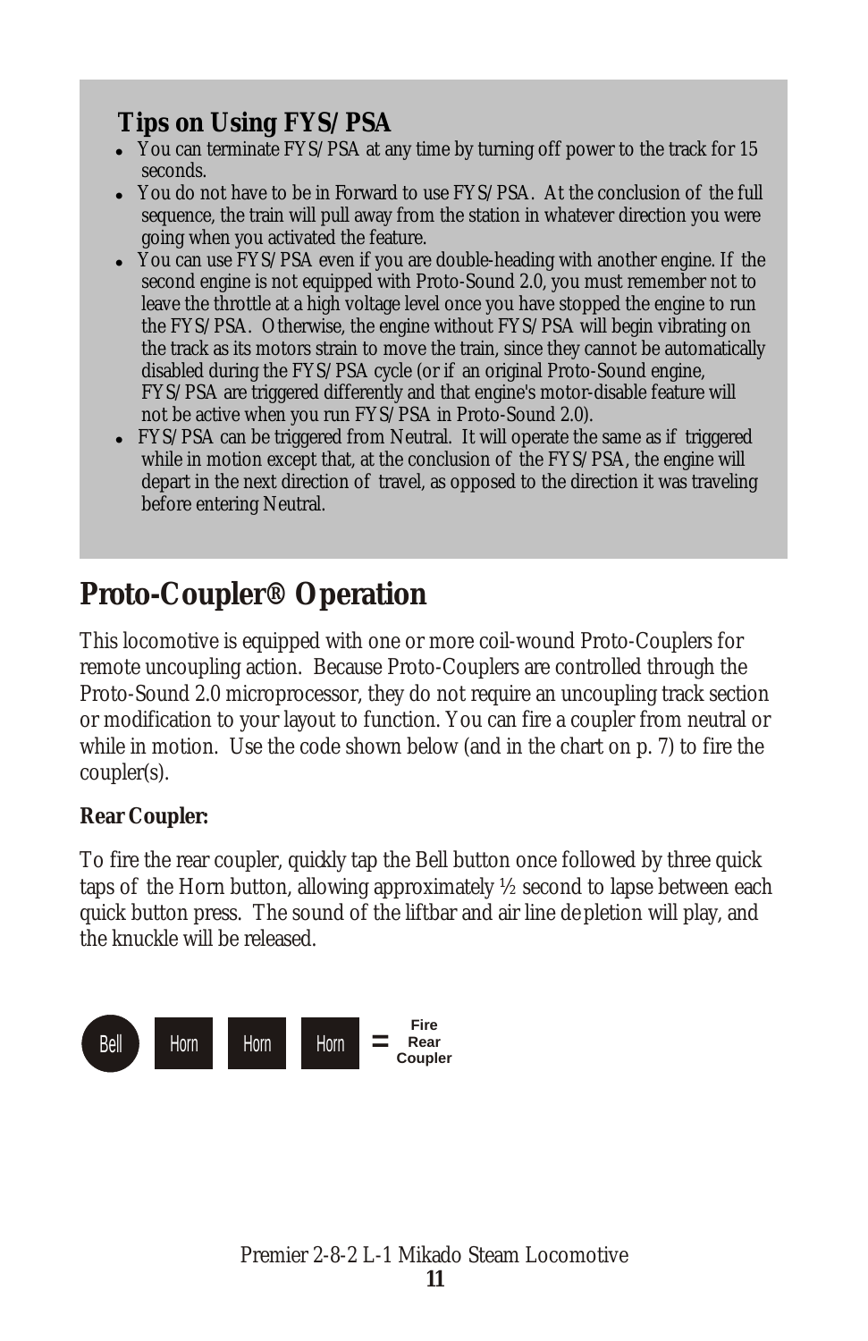## Tips on Using FYS/PSA

- You can terminate FYS/PSA at any time by turning off power to the track for 15 seconds.
- You do not have to be in Forward to use FYS/PSA. At the conclusion of the full sequence, the train will pull away from the station in whatever direction you were going when you activated the feature.
- You can use FYS/PSA even if you are double-heading with another engine. If the second engine is not equipped with Proto-Sound 2.0, you must remember not to leave the throttle at a high voltage level once you have stopped the engine to run the FYS/PSA. Otherwise, the engine without FYS/PSA will begin vibrating on the track as its motors strain to move the train, since they cannot be automatically disabled during the FYS/PSA cycle (or if an original Proto-Sound engine, FYS/PSA are triggered differently and that engine's motor-disable feature will not be active when you run FYS/PSA in Proto-Sound 2.0).
- FYS/PSA can be triggered from Neutral. It will operate the same as if triggered while in motion except that, at the conclusion of the FYS/PSA, the engine will depart in the next direction of travel, as opposed to the direction it was traveling before entering Neutral.

# Proto-Coupler® Operation

This locomotive is equipped with one or more coil-wound Proto-Couplers for remote uncoupling action. Because Proto-Couplers are controlled through the Proto-Sound 2.0 microprocessor, they do not require an uncoupling track section or modification to your layout to function. You can fire a coupler from neutral or while in motion. Use the code shown below (and in the chart on p. 7) to fire the coupler(s).

**Rear Coupler:**

To fire the rear coupler, quickly tap the Bell button once followed by three quick taps of the Horn button, allowing approximately ½ second to lapse between each quick button press. The sound of the liftbar and air line depletion will play, and the knuckle will be released.

Bell Horn Horn Horn = Fire Rear Coupler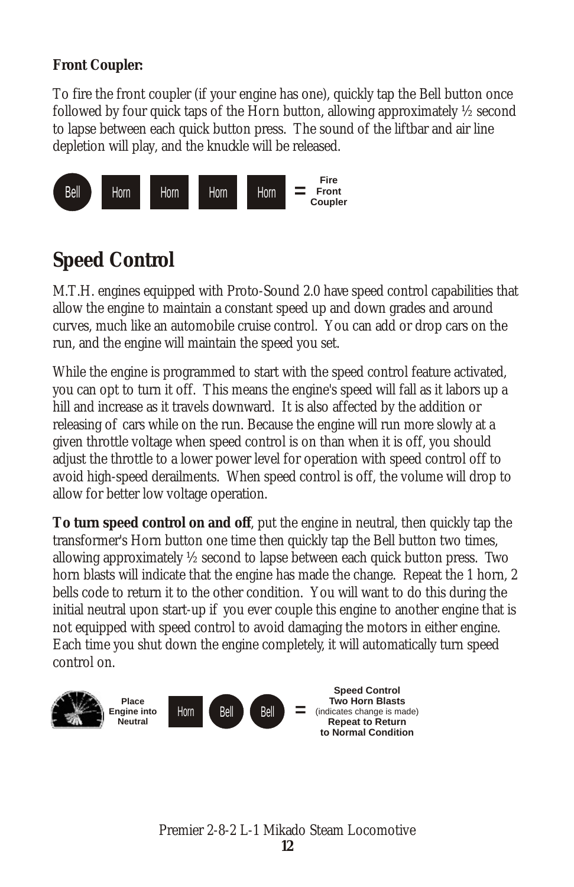**Front Coupler:**

To fire the front coupler (if your engine has one), quickly tap the Bell button once followed by four quick taps of the Horn button, allowing approximately ½ second to lapse between each quick button press. The sound of the liftbar and air line depletion will play, and the knuckle will be released.

Bell Horn Horn Horn Horn = Fire Front Coupler

## Speed Control

M.T.H. engines equipped with Proto-Sound 2.0 have speed control capabilities that allow the engine to maintain a constant speed up and down grades and around curves, much like an automobile cruise control. You can add or drop cars on the run, and the engine will maintain the speed you set.

While the engine is programmed to start with the speed control feature activated, you can opt to turn it off. This means the engine's speed will fall as it labors up a hill and increase as it travels downward. It is also affected by the addition or releasing of cars while on the run. Because the engine will run more slowly at a given throttle voltage when speed control is on than when it is off, you should adjust the throttle to a lower power level for operation with speed control off to avoid high-speed derailments. When speed control is off, the volume will drop to allow for better low voltage operation.

**To turn speed control on and off**, put the engine in neutral, then quickly tap the transformer's Horn button one time then quickly tap the Bell button two times, allowing approximately ½ second to lapse between each quick button press. Two horn blasts will indicate that the engine has made the change. Repeat the 1 horn, 2 bells code to return it to the other condition. You will want to do this during the initial neutral upon start-up if you ever couple this engine to another engine that is not equipped with speed control to avoid damaging the motors in either engine. Each time you shut down the engine completely, it will automatically turn speed control on.

Place Engine into Neutral Horn Bell Bell = **Speed Control Two Horn Blasts** (indicates change is made) **Repeat to Return to Normal Condition**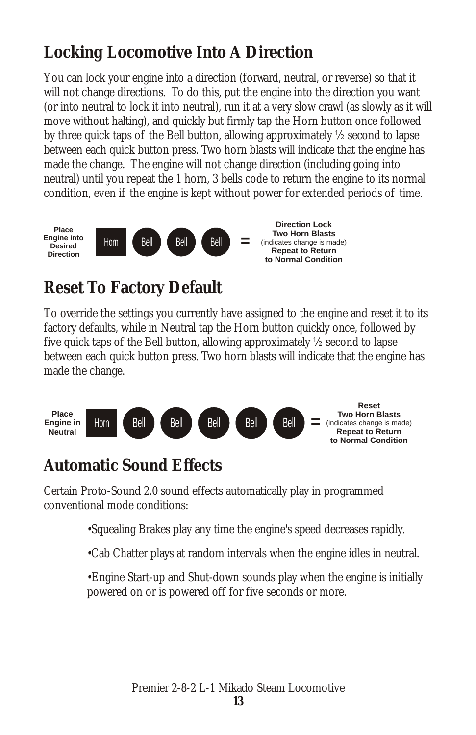## Locking Locomotive Into A Direction

You can lock your engine into a direction (forward, neutral, or reverse) so that it will not change directions. To do this, put the engine into the direction you want (or into neutral to lock it into neutral), run it at a very slow crawl (as slowly as it will move without halting), and quickly but firmly tap the Horn button once followed by three quick taps of the Bell button, allowing approximately ½ second to lapse between each quick button press. Two horn blasts will indicate that the engine has made the change. The engine will not change direction (including going into neutral) until you repeat the 1 horn, 3 bells code to return the engine to its normal condition, even if the engine is kept without power for extended periods of time.

**Place Engine into Desired Direction** Horn Bell Bell Bell = **Direction Lock Two Horn Blasts** (indicates change is made) **Repeat to Return to Normal Condition**

## Reset To Factory Default

To override the settings you currently have assigned to the engine and reset it to its factory defaults, while in Neutral tap the Horn button quickly once, followed by five quick taps of the Bell button, allowing approximately ½ second to lapse between each quick button press. Two horn blasts will indicate that the engine has made the change.

**Place Engine in Neutral** Horn Bell Bell Bell Bell Bell = **Reset Two Horn Blasts** (indicates change is made) **Repeat to Return to Normal Condition**

## Automatic Sound Effects

Certain Proto-Sound 2.0 sound effects automatically play in programmed conventional mode conditions:

- Squealing Brakes play any time the engine's speed decreases rapidly.
- Cab Chatter plays at random intervals when the engine idles in neutral.
- Engine Start-up and Shut-down sounds play when the engine is initially powered on or is powered off for five seconds or more.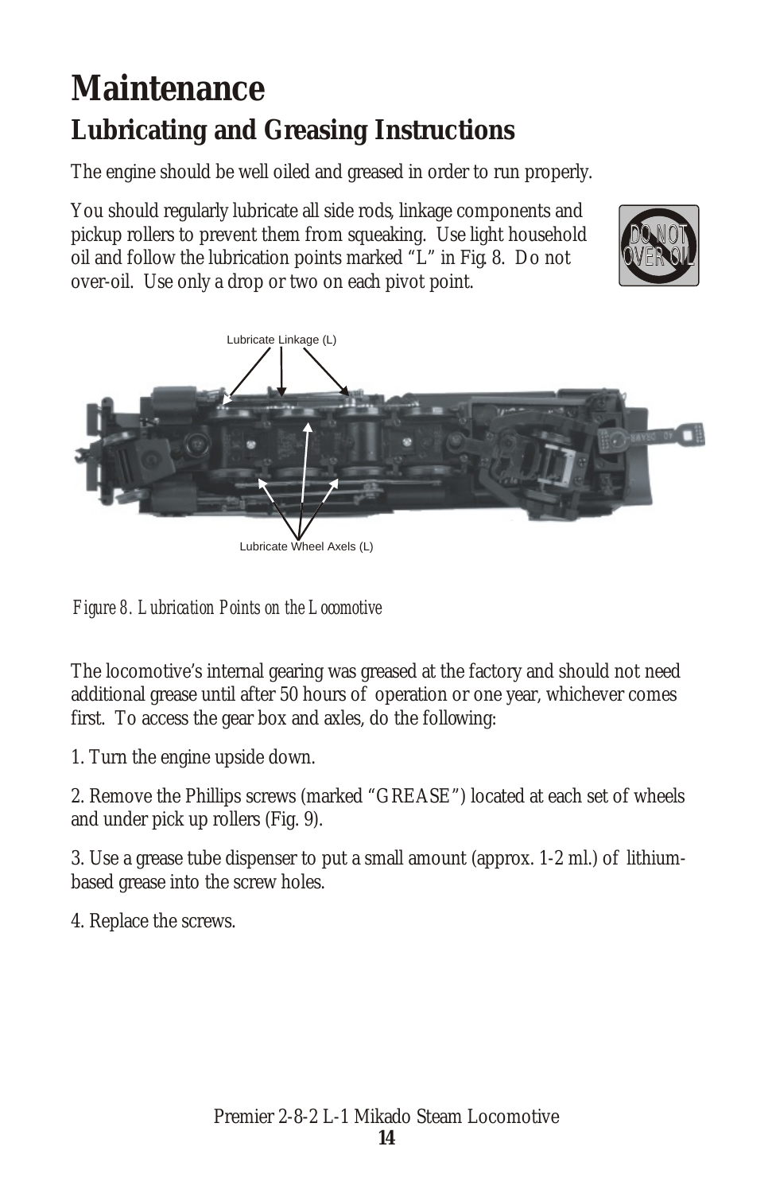# Maintenance

## Lubricating and Greasing Instructions

The engine should be well oiled and greased in order to run properly.

You should regularly lubricate all side rods, linkage components and pickup rollers to prevent them from squeaking. Use light household oil and follow the lubrication points marked "L" in Fig. 8. Do not over-oil. Use only a drop or two on each pivot point.

Lubricate Linkage (L)

Lubricate Wheel Axels (L)

*Figure 8. Lubrication Points on the Locomotive*

The locomotive's internal gearing was greased at the factory and should not need additional grease until after 50 hours of operation or one year, whichever comes first. To access the gear box and axles, do the following:

1. Turn the engine upside down.

2. Remove the Phillips screws (marked "GREASE") located at each set of wheels and under pick up rollers (Fig. 9).

3. Use a grease tube dispenser to put a small amount (approx. 1-2 ml.) of lithium-based grease into the screw holes.

4. Replace the screws.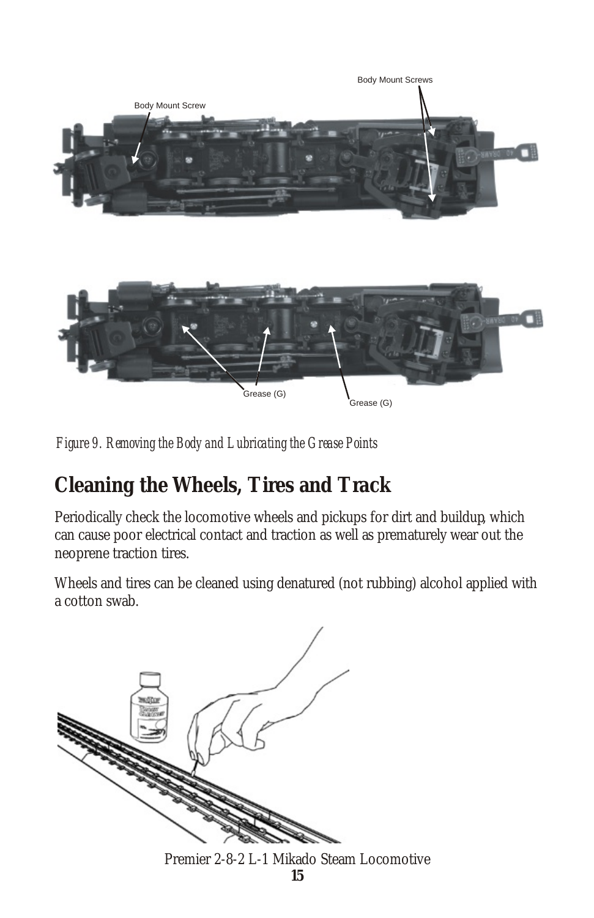*Figure 9. Removing the Body and Lubricating the Grease Points*

## Cleaning the Wheels, Tires and Track

Periodically check the locomotive wheels and pickups for dirt and buildup, which can cause poor electrical contact and traction as well as prematurely wear out the neoprene traction tires.

Wheels and tires can be cleaned using denatured (not rubbing) alcohol applied with a cotton swab.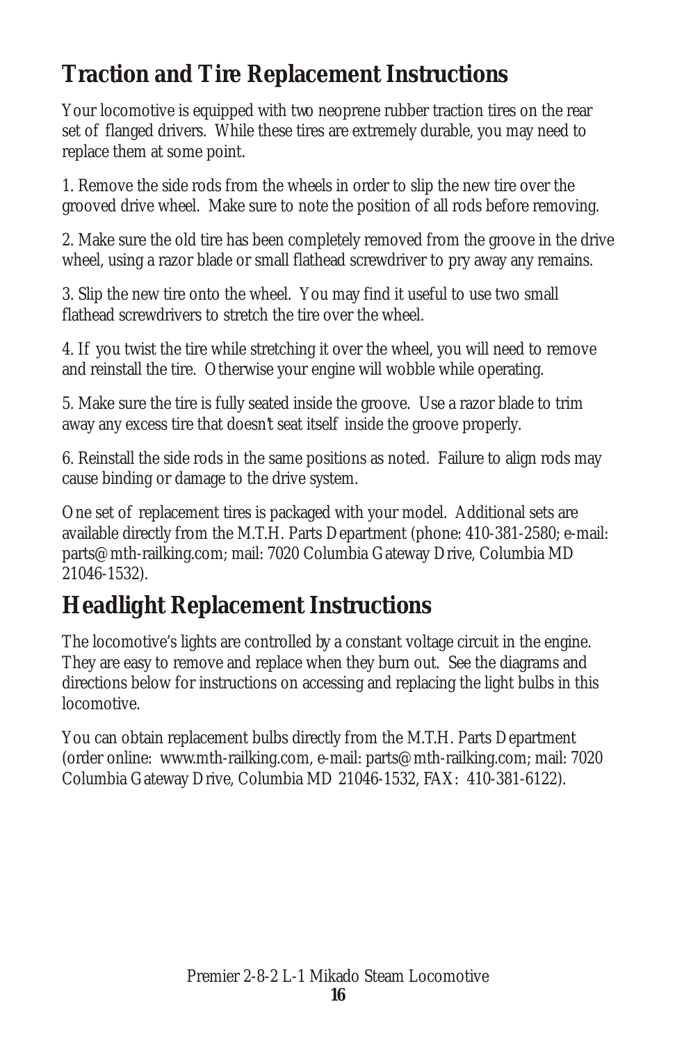## Traction and Tire Replacement Instructions

Your locomotive is equipped with two neoprene rubber traction tires on the rear set of flanged drivers. While these tires are extremely durable, you may need to replace them at some point.

1. Remove the side rods from the wheels in order to slip the new tire over the grooved drive wheel. Make sure to note the position of all rods before removing.

2. Make sure the old tire has been completely removed from the groove in the drive wheel, using a razor blade or small flathead screwdriver to pry away any remains.

3. Slip the new tire onto the wheel. You may find it useful to use two small flathead screwdrivers to stretch the tire over the wheel.

4. If you twist the tire while stretching it over the wheel, you will need to remove and reinstall the tire. Otherwise your engine will wobble while operating.

5. Make sure the tire is fully seated inside the groove. Use a razor blade to trim away any excess tire that doesn't seat itself inside the groove properly.

6. Reinstall the side rods in the same positions as noted. Failure to align rods may cause binding or damage to the drive system.

One set of replacement tires is packaged with your model. Additional sets are available directly from the M.T.H. Parts Department (phone: 410-381-2580; e-mail: parts@mth-railking.com; mail: 7020 Columbia Gateway Drive, Columbia MD 21046-1532).

## Headlight Replacement Instructions

The locomotive's lights are controlled by a constant voltage circuit in the engine. They are easy to remove and replace when they burn out. See the diagrams and directions below for instructions on accessing and replacing the light bulbs in this locomotive.

You can obtain replacement bulbs directly from the M.T.H. Parts Department (order online: www.mth-railking.com, e-mail: parts@mth-railking.com; mail: 7020 Columbia Gateway Drive, Columbia MD 21046-1532, FAX: 410-381-6122).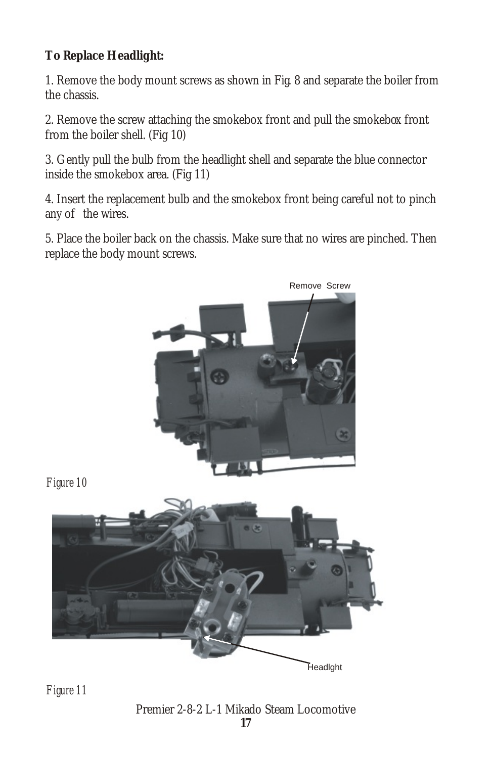**To Replace Headlight:**

1. Remove the body mount screws as shown in Fig. 8 and separate the boiler from the chassis.

2. Remove the screw attaching the smokebox front and pull the smokebox front from the boiler shell. (Fig 10)

3. Gently pull the bulb from the headlight shell and separate the blue connector inside the smokebox area. (Fig 11)

4. Insert the replacement bulb and the smokebox front being careful not to pinch any of the wires.

5. Place the boiler back on the chassis. Make sure that no wires are pinched. Then replace the body mount screws.

Remove Screw

*Figure 10*

Headlght

*Figure 11*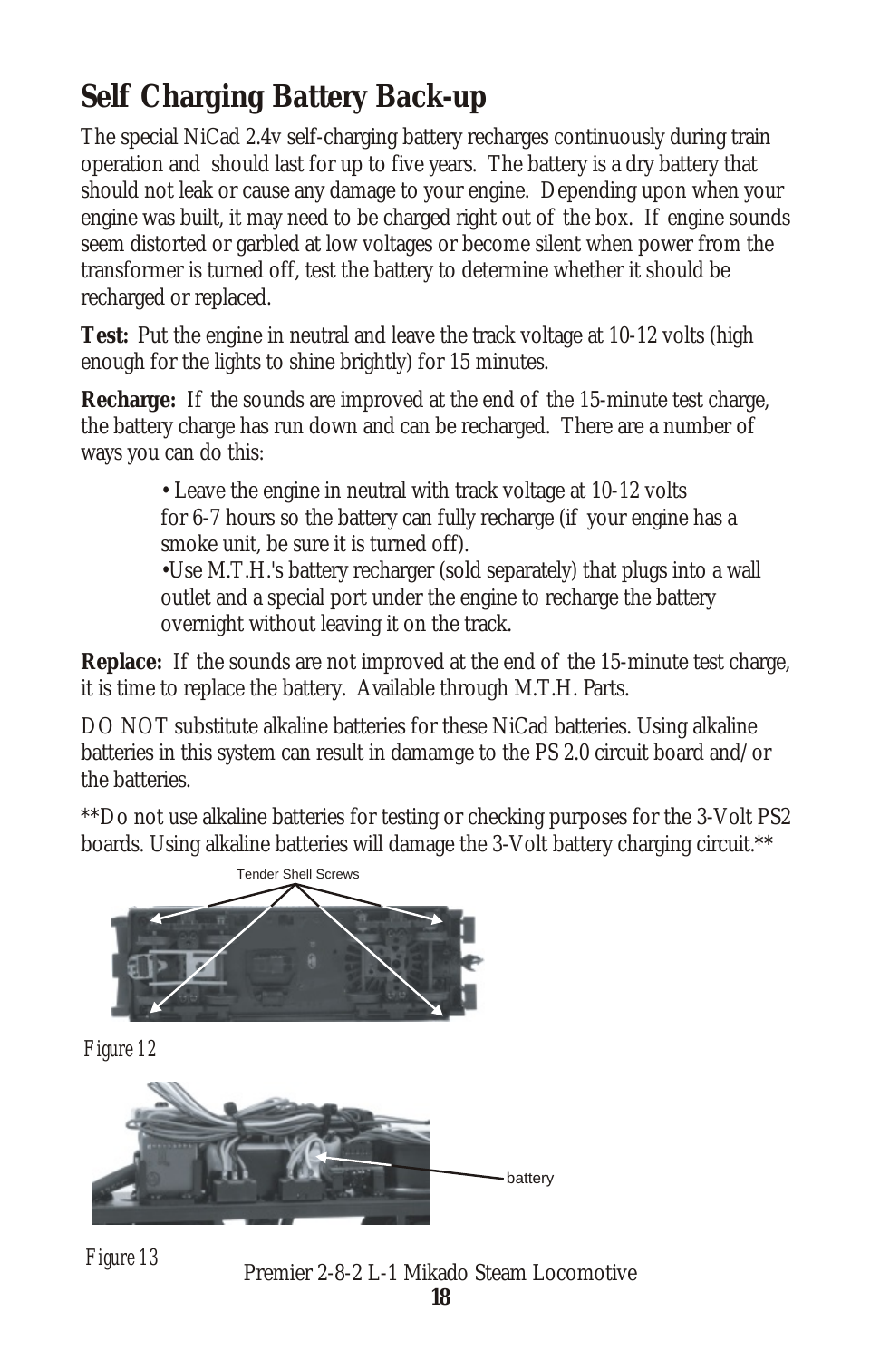## Self Charging Battery Back-up

The special NiCad 2.4v self-charging battery recharges continuously during train operation and should last for up to five years. The battery is a dry battery that should not leak or cause any damage to your engine. Depending upon when your engine was built, it may need to be charged right out of the box. If engine sounds seem distorted or garbled at low voltages or become silent when power from the transformer is turned off, test the battery to determine whether it should be recharged or replaced.

**Test:** Put the engine in neutral and leave the track voltage at 10-12 volts (high enough for the lights to shine brightly) for 15 minutes.

**Recharge:** If the sounds are improved at the end of the 15-minute test charge, the battery charge has run down and can be recharged. There are a number of ways you can do this:

- Leave the engine in neutral with track voltage at 10-12 volts for 6-7 hours so the battery can fully recharge (if your engine has a smoke unit, be sure it is turned off).
- Use M.T.H.'s battery recharger (sold separately) that plugs into a wall outlet and a special port under the engine to recharge the battery overnight without leaving it on the track.

**Replace:** If the sounds are not improved at the end of the 15-minute test charge, it is time to replace the battery. Available through M.T.H. Parts.

DO NOT substitute alkaline batteries for these NiCad batteries. Using alkaline batteries in this system can result in damamge to the PS 2.0 circuit board and/or the batteries.

**Do not use alkaline batteries for testing or checking purposes for the 3-Volt PS2 boards. Using alkaline batteries will damage the 3-Volt battery charging circuit.**

Tender Shell Screws

*Figure 12*

battery

*Figure 13*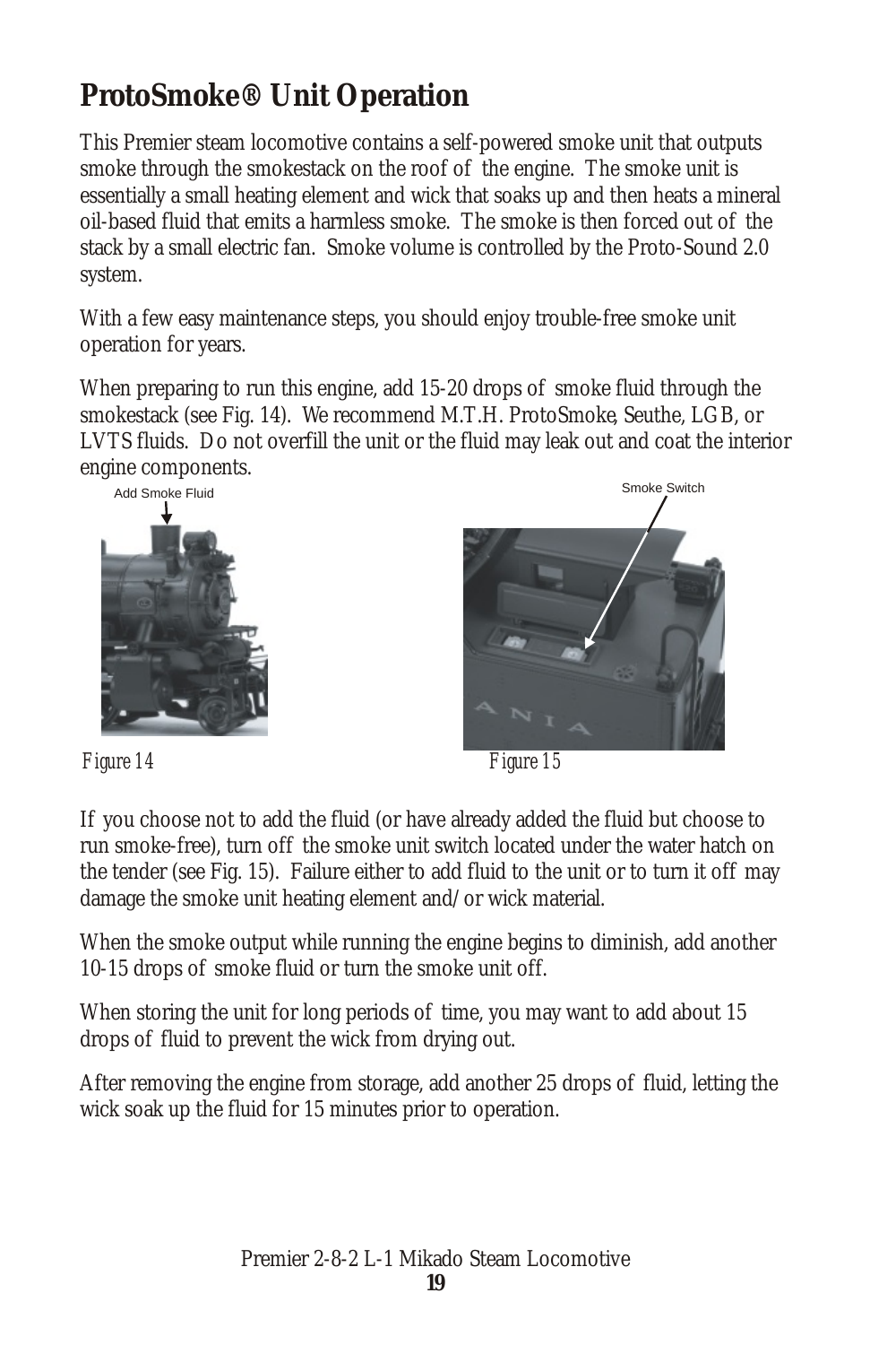# ProtoSmoke® Unit Operation

This Premier steam locomotive contains a self-powered smoke unit that outputs smoke through the smokestack on the roof of the engine. The smoke unit is essentially a small heating element and wick that soaks up and then heats a mineral oil-based fluid that emits a harmless smoke. The smoke is then forced out of the stack by a small electric fan. Smoke volume is controlled by the Proto-Sound 2.0 system.

With a few easy maintenance steps, you should enjoy trouble-free smoke unit operation for years.

When preparing to run this engine, add 15-20 drops of smoke fluid through the smokestack (see Fig. 14). We recommend M.T.H. ProtoSmoke, Seuthe, LGB, or LVTS fluids. Do not overfill the unit or the fluid may leak out and coat the interior engine components.

Add Smoke Fluid

*Figure 14*

Smoke Switch

*Figure 15*

If you choose not to add the fluid (or have already added the fluid but choose to run smoke-free), turn off the smoke unit switch located under the water hatch on the tender (see Fig. 15). Failure either to add fluid to the unit or to turn it off may damage the smoke unit heating element and/or wick material.

When the smoke output while running the engine begins to diminish, add another 10-15 drops of smoke fluid or turn the smoke unit off.

When storing the unit for long periods of time, you may want to add about 15 drops of fluid to prevent the wick from drying out.

After removing the engine from storage, add another 25 drops of fluid, letting the wick soak up the fluid for 15 minutes prior to operation.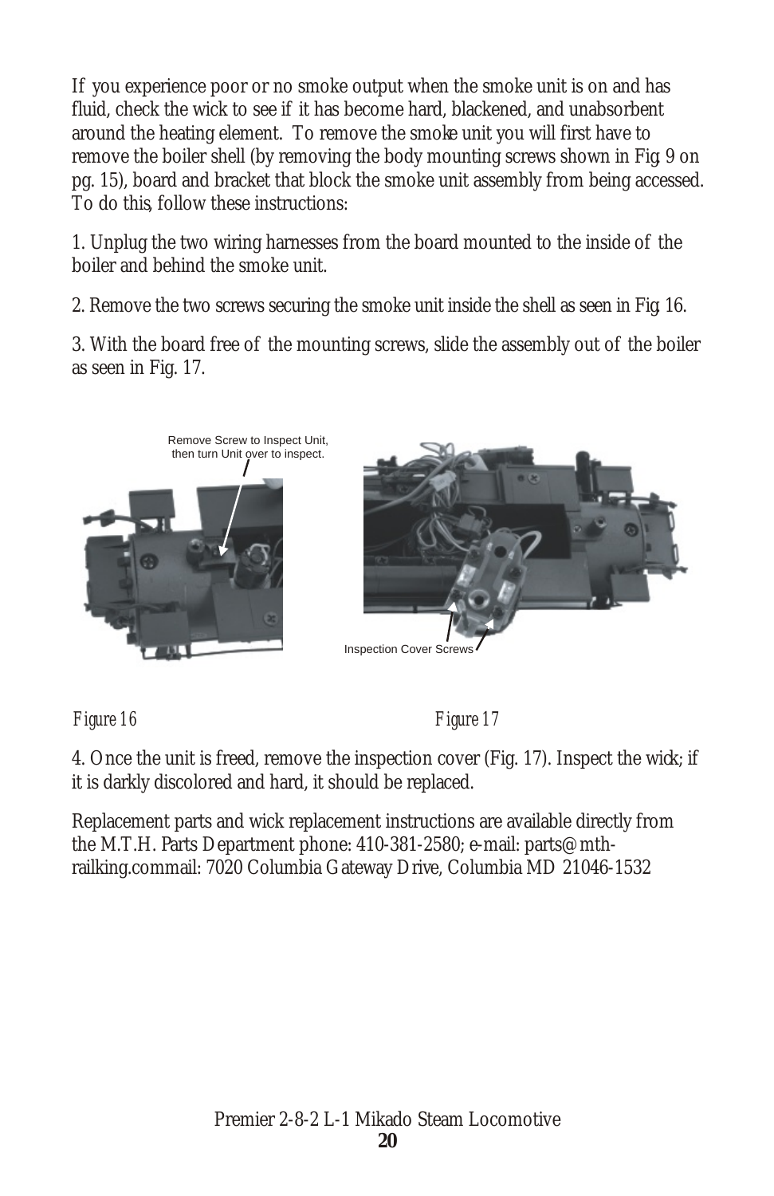If you experience poor or no smoke output when the smoke unit is on and has fluid, check the wick to see if it has become hard, blackened, and unabsorbent around the heating element. To remove the smoke unit you will first have to remove the boiler shell (by removing the body mounting screws shown in Fig. 9 on pg. 15), board and bracket that block the smoke unit assembly from being accessed. To do this, follow these instructions:

1. Unplug the two wiring harnesses from the board mounted to the inside of the boiler and behind the smoke unit.

2. Remove the two screws securing the smoke unit inside the shell as seen in Fig. 16.

3. With the board free of the mounting screws, slide the assembly out of the boiler as seen in Fig. 17.

Remove Screw to Inspect Unit, then turn Unit over to inspect.

Inspection Cover Screws

*Figure 16*

*Figure 17*

4. Once the unit is freed, remove the inspection cover (Fig. 17). Inspect the wick; if it is darkly discolored and hard, it should be replaced.

Replacement parts and wick replacement instructions are available directly from the M.T.H. Parts Department phone: 410-381-2580; e-mail: parts@mth-railking.commail: 7020 Columbia Gateway Drive, Columbia MD 21046-1532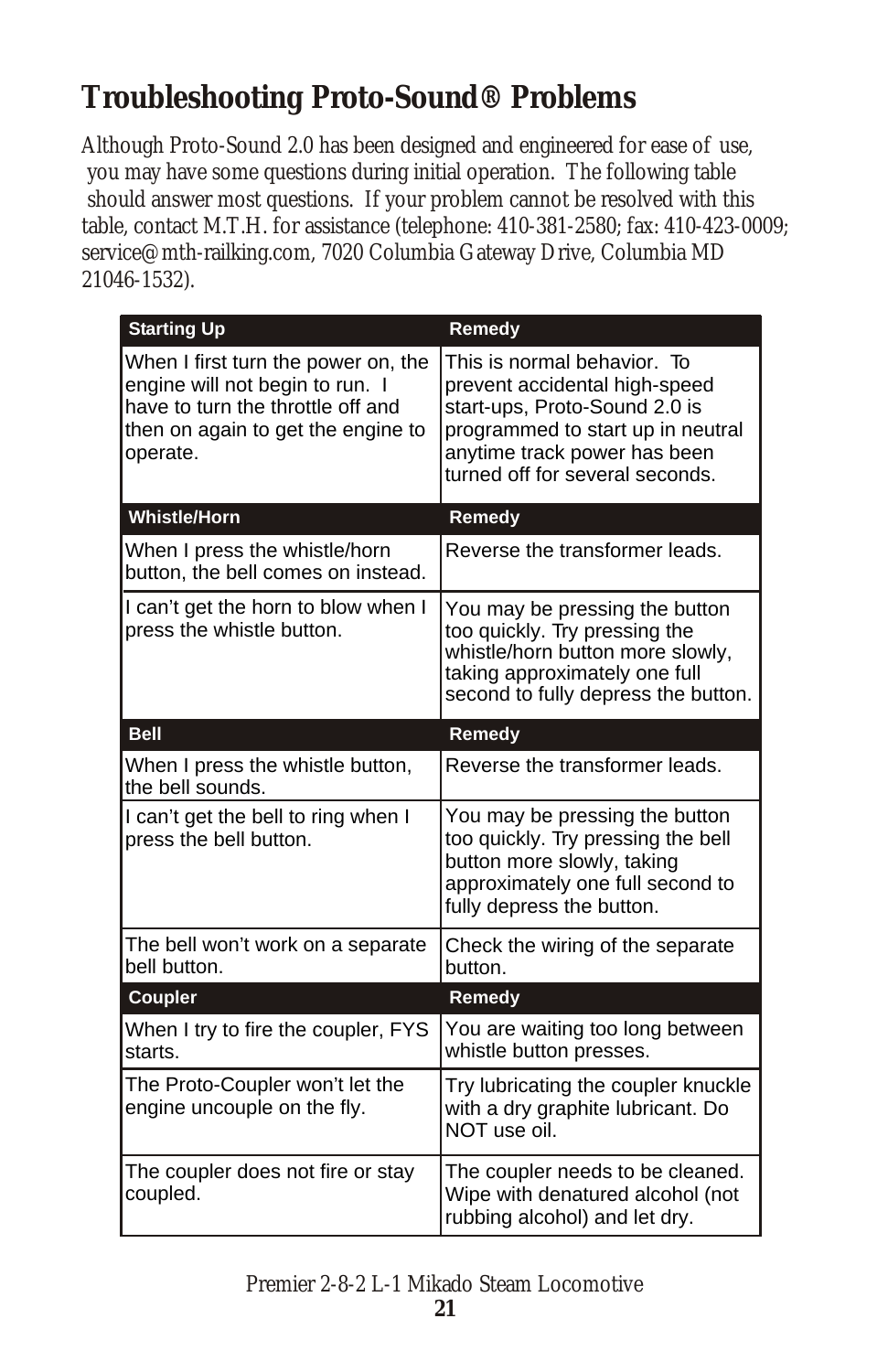# Troubleshooting Proto-Sound® Problems

Although Proto-Sound 2.0 has been designed and engineered for ease of use, you may have some questions during initial operation. The following table should answer most questions. If your problem cannot be resolved with this table, contact M.T.H. for assistance (telephone: 410-381-2580; fax: 410-423-0009; service@mth-railking.com, 7020 Columbia Gateway Drive, Columbia MD 21046-1532).

| Starting Up | Remedy |
|---|---|
| When I first turn the power on, the engine will not begin to run. I have to turn the throttle off and then on again to get the engine to operate. | This is normal behavior. To prevent accidental high-speed start-ups, Proto-Sound 2.0 is programmed to start up in neutral anytime track power has been turned off for several seconds. |
| **Whistle/Horn** | **Remedy** |
| When I press the whistle/horn button, the bell comes on instead. | Reverse the transformer leads. |
| I can't get the horn to blow when I press the whistle button. | You may be pressing the button too quickly. Try pressing the whistle/horn button more slowly, taking approximately one full second to fully depress the button. |
| **Bell** | **Remedy** |
| When I press the whistle button, the bell sounds. | Reverse the transformer leads. |
| I can't get the bell to ring when I press the bell button. | You may be pressing the button too quickly. Try pressing the bell button more slowly, taking approximately one full second to fully depress the button. |
| The bell won't work on a separate bell button. | Check the wiring of the separate button. |
| **Coupler** | **Remedy** |
| When I try to fire the coupler, FYS starts. | You are waiting too long between whistle button presses. |
| The Proto-Coupler won't let the engine uncouple on the fly. | Try lubricating the coupler knuckle with a dry graphite lubricant. Do NOT use oil. |
| The coupler does not fire or stay coupled. | The coupler needs to be cleaned. Wipe with denatured alcohol (not rubbing alcohol) and let dry. |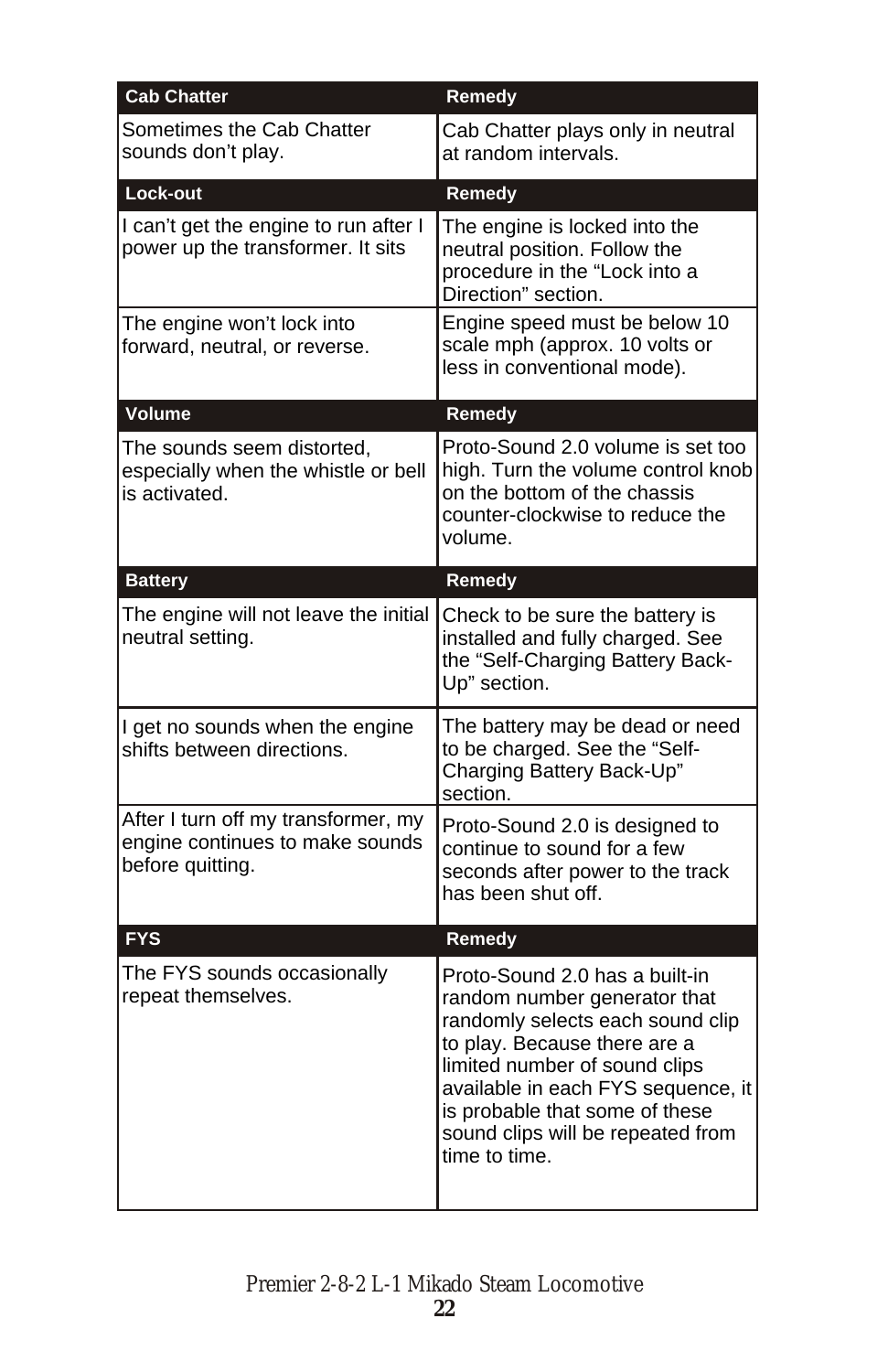| Cab Chatter | Remedy |
|---|---|
| Sometimes the Cab Chatter sounds don't play. | Cab Chatter plays only in neutral at random intervals. |
| **Lock-out** | **Remedy** |
| I can't get the engine to run after I power up the transformer. It sits | The engine is locked into the neutral position. Follow the procedure in the "Lock into a Direction" section. |
| The engine won't lock into forward, neutral, or reverse. | Engine speed must be below 10 scale mph (approx. 10 volts or less in conventional mode). |
| **Volume** | **Remedy** |
| The sounds seem distorted, especially when the whistle or bell is activated. | Proto-Sound 2.0 volume is set too high. Turn the volume control knob on the bottom of the chassis counter-clockwise to reduce the volume. |
| **Battery** | **Remedy** |
| The engine will not leave the initial neutral setting. | Check to be sure the battery is installed and fully charged. See the "Self-Charging Battery Back-Up" section. |
| I get no sounds when the engine shifts between directions. | The battery may be dead or need to be charged. See the "Self-Charging Battery Back-Up" section. |
| After I turn off my transformer, my engine continues to make sounds before quitting. | Proto-Sound 2.0 is designed to continue to sound for a few seconds after power to the track has been shut off. |
| **FYS** | **Remedy** |
| The FYS sounds occasionally repeat themselves. | Proto-Sound 2.0 has a built-in random number generator that randomly selects each sound clip to play. Because there are a limited number of sound clips available in each FYS sequence, it is probable that some of these sound clips will be repeated from time to time. |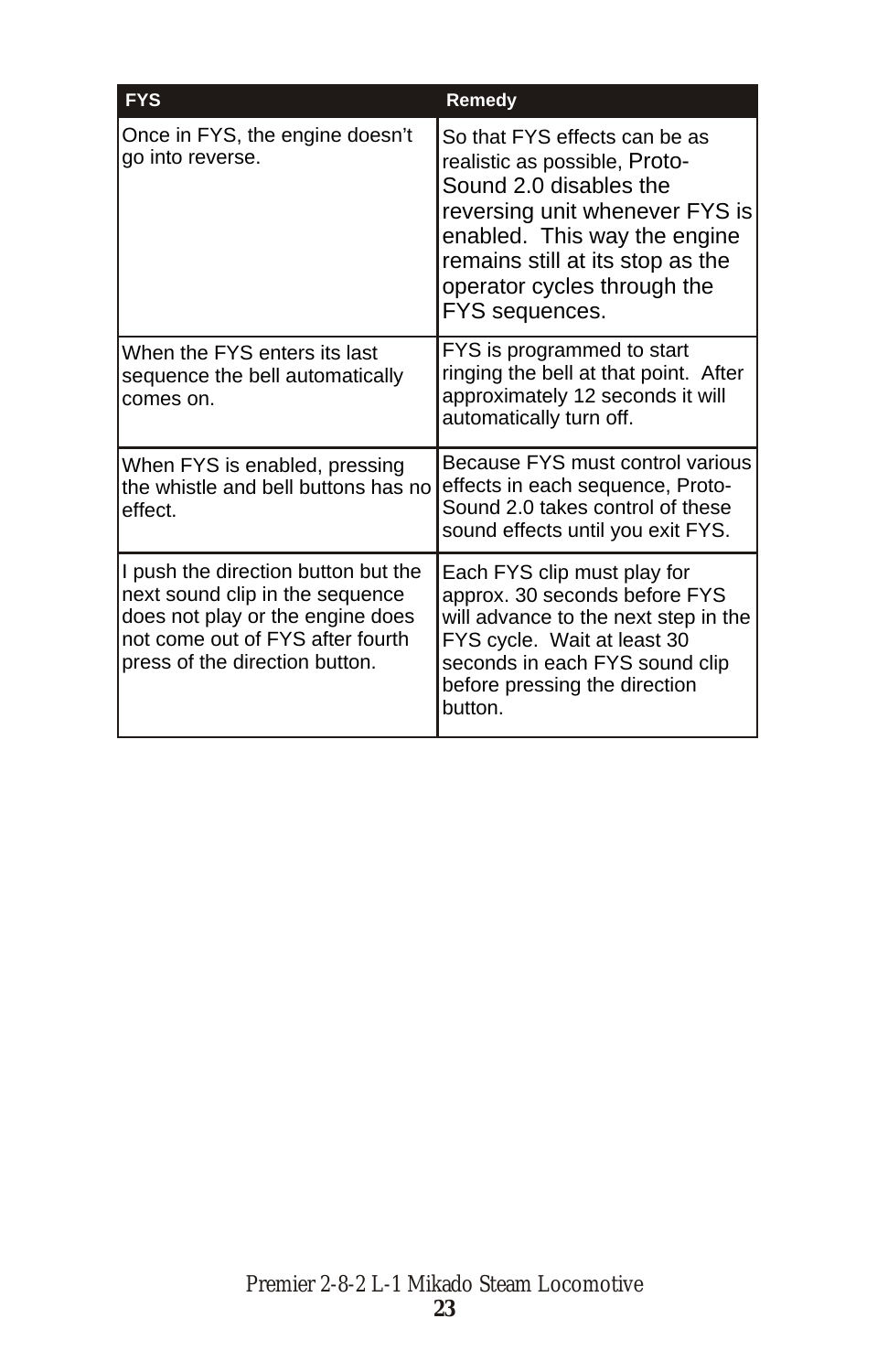| FYS | Remedy |
|---|---|
| Once in FYS, the engine doesn't go into reverse. | So that FYS effects can be as realistic as possible, Proto-Sound 2.0 disables the reversing unit whenever FYS is enabled. This way the engine remains still at its stop as the operator cycles through the FYS sequences. |
| When the FYS enters its last sequence the bell automatically comes on. | FYS is programmed to start ringing the bell at that point. After approximately 12 seconds it will automatically turn off. |
| When FYS is enabled, pressing the whistle and bell buttons has no effect. | Because FYS must control various effects in each sequence, Proto-Sound 2.0 takes control of these sound effects until you exit FYS. |
| I push the direction button but the next sound clip in the sequence does not play or the engine does not come out of FYS after fourth press of the direction button. | Each FYS clip must play for approx. 30 seconds before FYS will advance to the next step in the FYS cycle. Wait at least 30 seconds in each FYS sound clip before pressing the direction button. |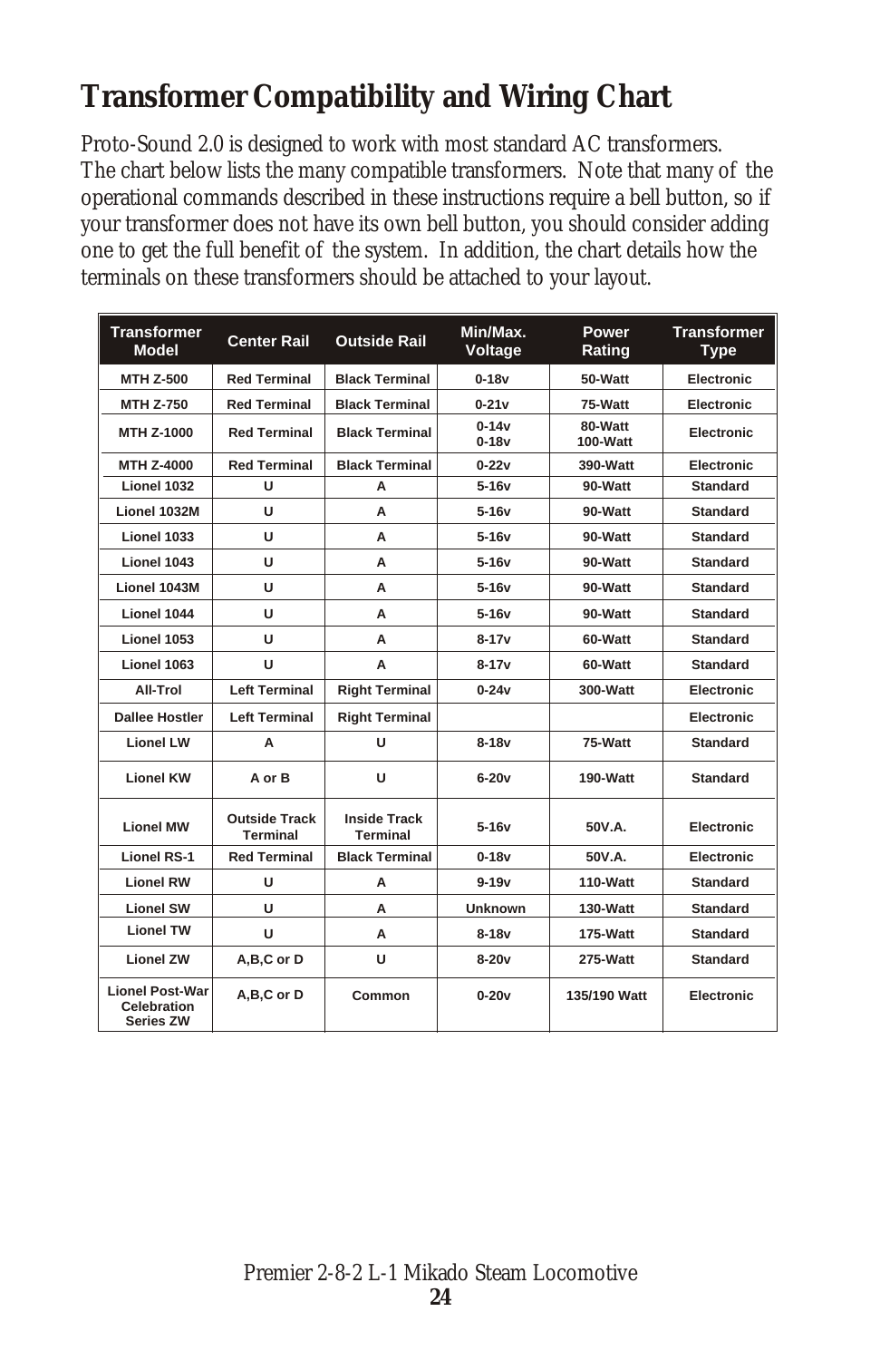# Transformer Compatibility and Wiring Chart

Proto-Sound 2.0 is designed to work with most standard AC transformers. The chart below lists the many compatible transformers. Note that many of the operational commands described in these instructions require a bell button, so if your transformer does not have its own bell button, you should consider adding one to get the full benefit of the system. In addition, the chart details how the terminals on these transformers should be attached to your layout.

| Transformer Model | Center Rail | Outside Rail | Min/Max. Voltage | Power Rating | Transformer Type |
|---|---|---|---|---|---|
| MTH Z-500 | Red Terminal | Black Terminal | 0-18v | 50-Watt | Electronic |
| MTH Z-750 | Red Terminal | Black Terminal | 0-21v | 75-Watt | Electronic |
| MTH Z-1000 | Red Terminal | Black Terminal | 0-14v<br>0-18v | 80-Watt<br>100-Watt | Electronic |
| MTH Z-4000 | Red Terminal | Black Terminal | 0-22v | 390-Watt | Electronic |
| Lionel 1032 | U | A | 5-16v | 90-Watt | Standard |
| Lionel 1032M | U | A | 5-16v | 90-Watt | Standard |
| Lionel 1033 | U | A | 5-16v | 90-Watt | Standard |
| Lionel 1043 | U | A | 5-16v | 90-Watt | Standard |
| Lionel 1043M | U | A | 5-16v | 90-Watt | Standard |
| Lionel 1044 | U | A | 5-16v | 90-Watt | Standard |
| Lionel 1053 | U | A | 8-17v | 60-Watt | Standard |
| Lionel 1063 | U | A | 8-17v | 60-Watt | Standard |
| All-Trol | Left Terminal | Right Terminal | 0-24v | 300-Watt | Electronic |
| Dallee Hostler | Left Terminal | Right Terminal | | | Electronic |
| Lionel LW | A | U | 8-18v | 75-Watt | Standard |
| Lionel KW | A or B | U | 6-20v | 190-Watt | Standard |
| Lionel MW | Outside Track Terminal | Inside Track Terminal | 5-16v | 50V.A. | Electronic |
| Lionel RS-1 | Red Terminal | Black Terminal | 0-18v | 50V.A. | Electronic |
| Lionel RW | U | A | 9-19v | 110-Watt | Standard |
| Lionel SW | U | A | Unknown | 130-Watt | Standard |
| Lionel TW | U | A | 8-18v | 175-Watt | Standard |
| Lionel ZW | A,B,C or D | U | 8-20v | 275-Watt | Standard |
| Lionel Post-War Celebration Series ZW | A,B,C or D | Common | 0-20v | 135/190 Watt | Electronic |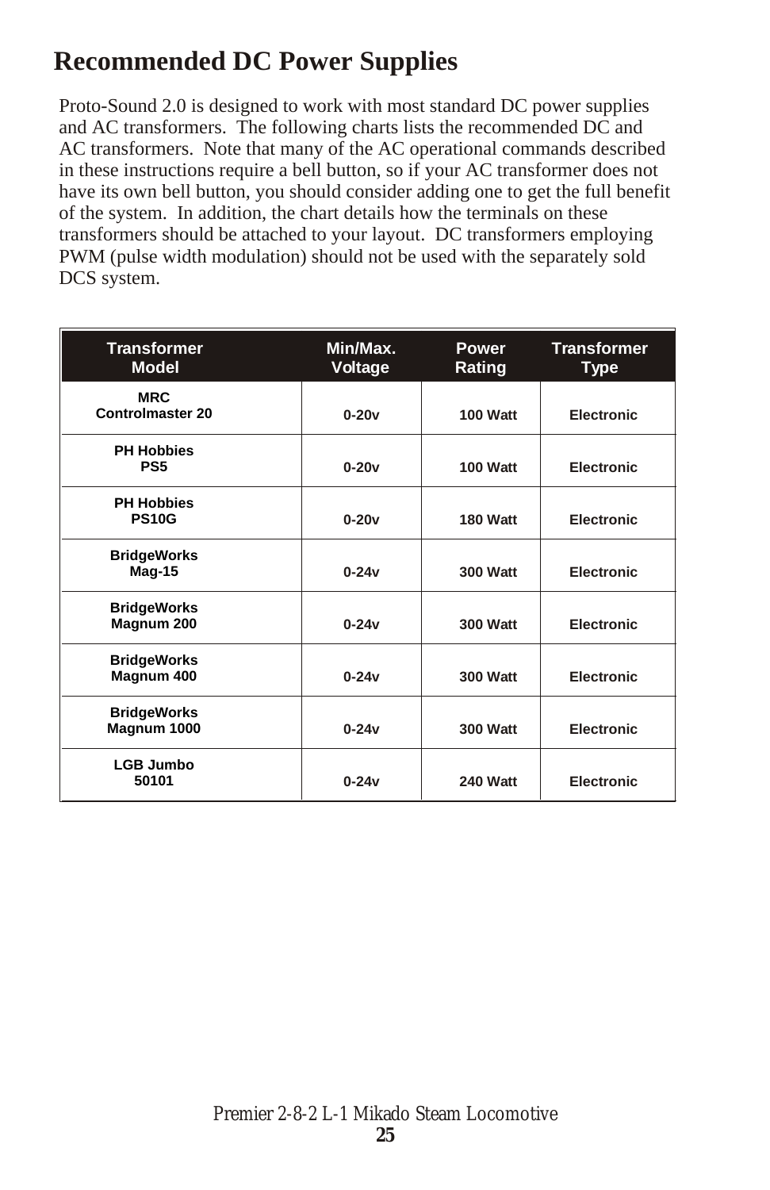# Recommended DC Power Supplies

Proto-Sound 2.0 is designed to work with most standard DC power supplies and AC transformers. The following charts lists the recommended DC and AC transformers. Note that many of the AC operational commands described in these instructions require a bell button, so if your AC transformer does not have its own bell button, you should consider adding one to get the full benefit of the system. In addition, the chart details how the terminals on these transformers should be attached to your layout. DC transformers employing PWM (pulse width modulation) should not be used with the separately sold DCS system.

| Transformer Model | Min/Max. Voltage | Power Rating | Transformer Type |
|---|---|---|---|
| MRC Controlmaster 20 | 0-20v | 100 Watt | Electronic |
| PH Hobbies PS5 | 0-20v | 100 Watt | Electronic |
| PH Hobbies PS10G | 0-20v | 180 Watt | Electronic |
| BridgeWorks Mag-15 | 0-24v | 300 Watt | Electronic |
| BridgeWorks Magnum 200 | 0-24v | 300 Watt | Electronic |
| BridgeWorks Magnum 400 | 0-24v | 300 Watt | Electronic |
| BridgeWorks Magnum 1000 | 0-24v | 300 Watt | Electronic |
| LGB Jumbo 50101 | 0-24v | 240 Watt | Electronic |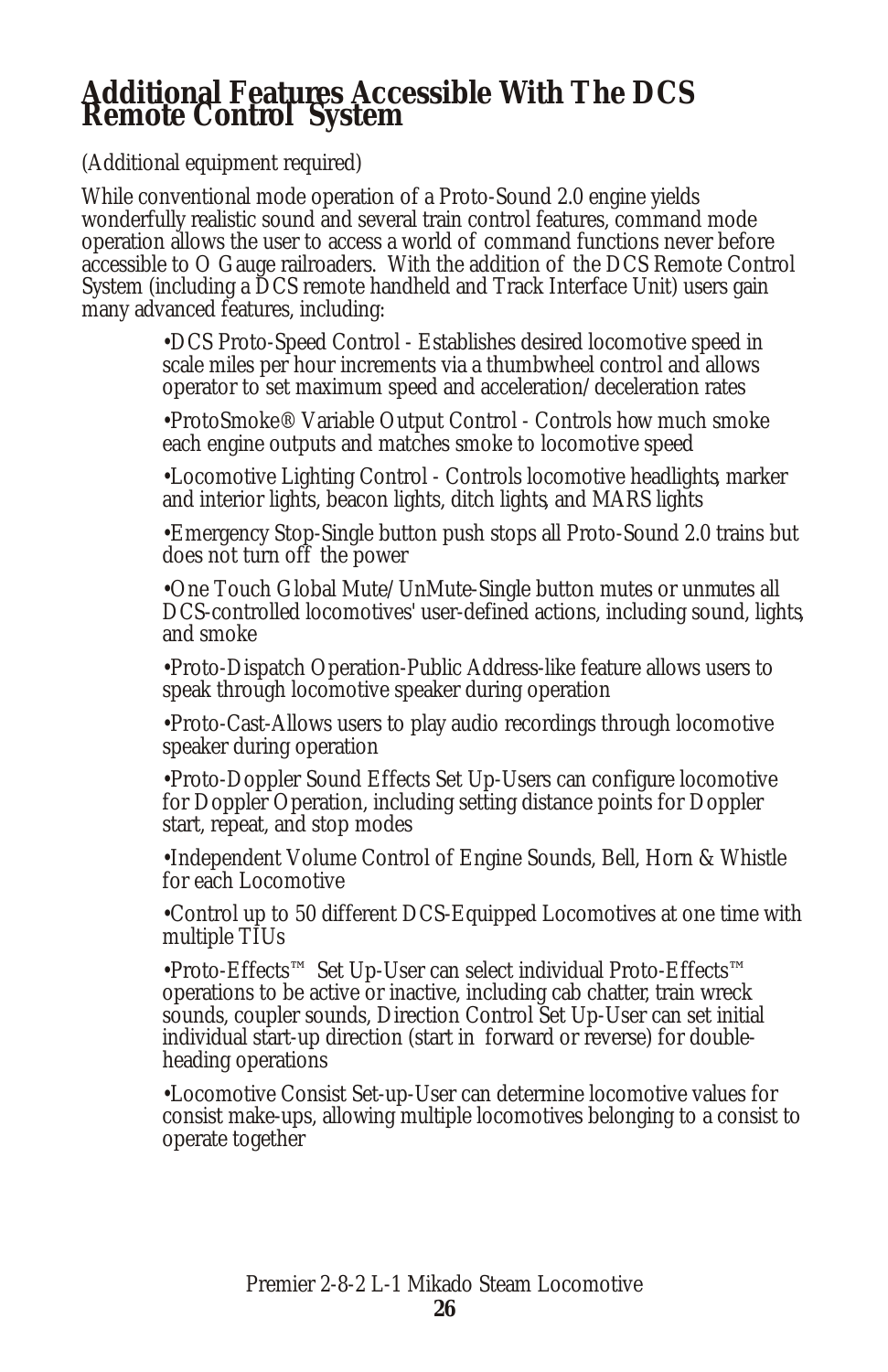## Additional Features Accessible With The DCS Remote Control System

(Additional equipment required)

While conventional mode operation of a Proto-Sound 2.0 engine yields wonderfully realistic sound and several train control features, command mode operation allows the user to access a world of command functions never before accessible to O Gauge railroaders. With the addition of the DCS Remote Control System (including a DCS remote handheld and Track Interface Unit) users gain many advanced features, including:

- DCS Proto-Speed Control - Establishes desired locomotive speed in scale miles per hour increments via a thumbwheel control and allows operator to set maximum speed and acceleration/deceleration rates
- ProtoSmoke® Variable Output Control - Controls how much smoke each engine outputs and matches smoke to locomotive speed
- Locomotive Lighting Control - Controls locomotive headlights, marker and interior lights, beacon lights, ditch lights, and MARS lights
- Emergency Stop-Single button push stops all Proto-Sound 2.0 trains but does not turn off the power
- One Touch Global Mute/UnMute-Single button mutes or unmutes all DCS-controlled locomotives' user-defined actions, including sound, lights, and smoke
- Proto-Dispatch Operation-Public Address-like feature allows users to speak through locomotive speaker during operation
- Proto-Cast-Allows users to play audio recordings through locomotive speaker during operation
- Proto-Doppler Sound Effects Set Up-Users can configure locomotive for Doppler Operation, including setting distance points for Doppler start, repeat, and stop modes
- Independent Volume Control of Engine Sounds, Bell, Horn & Whistle for each Locomotive
- Control up to 50 different DCS-Equipped Locomotives at one time with multiple TIUs
- Proto-Effects™ Set Up-User can select individual Proto-Effects™ operations to be active or inactive, including cab chatter, train wreck sounds, coupler sounds, Direction Control Set Up-User can set initial individual start-up direction (start in forward or reverse) for double-heading operations
- Locomotive Consist Set-up-User can determine locomotive values for consist make-ups, allowing multiple locomotives belonging to a consist to operate together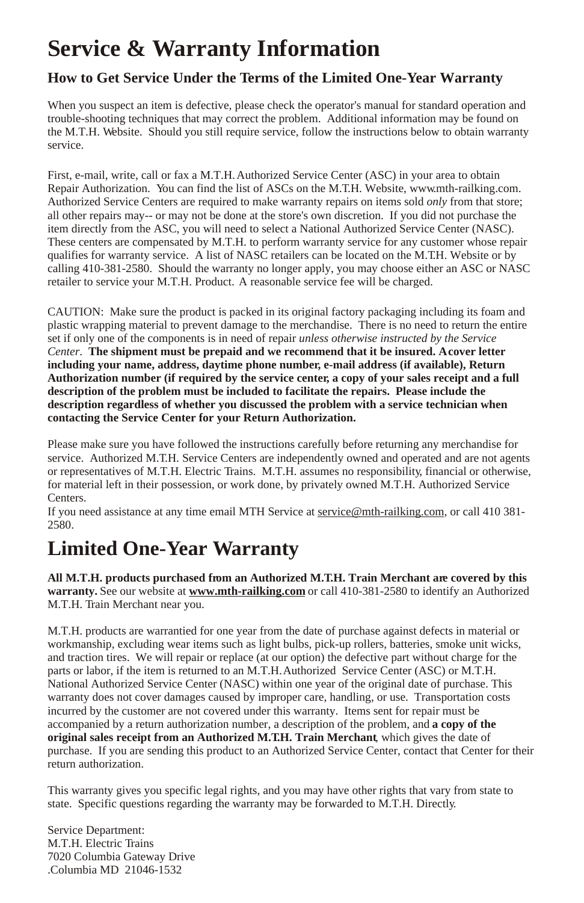// Service & Warranty Information

## How to Get Service Under the Terms of the Limited One-Year Warranty

When you suspect an item is defective, please check the operator's manual for standard operation and trouble-shooting techniques that may correct the problem. Additional information may be found on the M.T.H. Website. Should you still require service, follow the instructions below to obtain warranty service.

First, e-mail, write, call or fax a M.T.H. Authorized Service Center (ASC) in your area to obtain Repair Authorization. You can find the list of ASCs on the M.T.H. Website, www.mth-railking.com. Authorized Service Centers are required to make warranty repairs on items sold *only* from that store; all other repairs may-- or may not be done at the store's own discretion. If you did not purchase the item directly from the ASC, you will need to select a National Authorized Service Center (NASC). These centers are compensated by M.T.H. to perform warranty service for any customer whose repair qualifies for warranty service. A list of NASC retailers can be located on the M.T.H. Website or by calling 410-381-2580. Should the warranty no longer apply, you may choose either an ASC or NASC retailer to service your M.T.H. Product. A reasonable service fee will be charged.

CAUTION: Make sure the product is packed in its original factory packaging including its foam and plastic wrapping material to prevent damage to the merchandise. There is no need to return the entire set if only one of the components is in need of repair *unless otherwise instructed by the Service Center*. **The shipment must be prepaid and we recommend that it be insured. A cover letter including your name, address, daytime phone number, e-mail address (if available), Return Authorization number (if required by the service center, a copy of your sales receipt and a full description of the problem must be included to facilitate the repairs. Please include the description regardless of whether you discussed the problem with a service technician when contacting the Service Center for your Return Authorization.**

Please make sure you have followed the instructions carefully before returning any merchandise for service. Authorized M.T.H. Service Centers are independently owned and operated and are not agents or representatives of M.T.H. Electric Trains. M.T.H. assumes no responsibility, financial or otherwise, for material left in their possession, or work done, by privately owned M.T.H. Authorized Service Centers.
If you need assistance at any time email MTH Service at service@mth-railking.com, or call 410 381-2580.

# Limited One-Year Warranty

**All M.T.H. products purchased from an Authorized M.T.H. Train Merchant are covered by this warranty.** See our website at **www.mth-railking.com** or call 410-381-2580 to identify an Authorized M.T.H. Train Merchant near you.

M.T.H. products are warrantied for one year from the date of purchase against defects in material or workmanship, excluding wear items such as light bulbs, pick-up rollers, batteries, smoke unit wicks, and traction tires. We will repair or replace (at our option) the defective part without charge for the parts or labor, if the item is returned to an M.T.H. Authorized Service Center (ASC) or M.T.H. National Authorized Service Center (NASC) within one year of the original date of purchase. This warranty does not cover damages caused by improper care, handling, or use. Transportation costs incurred by the customer are not covered under this warranty. Items sent for repair must be accompanied by a return authorization number, a description of the problem, and **a copy of the original sales receipt from an Authorized M.T.H. Train Merchant**, which gives the date of purchase. If you are sending this product to an Authorized Service Center, contact that Center for their return authorization.

This warranty gives you specific legal rights, and you may have other rights that vary from state to state. Specific questions regarding the warranty may be forwarded to M.T.H. Directly.

Service Department:
M.T.H. Electric Trains
7020 Columbia Gateway Drive
.Columbia MD 21046-1532